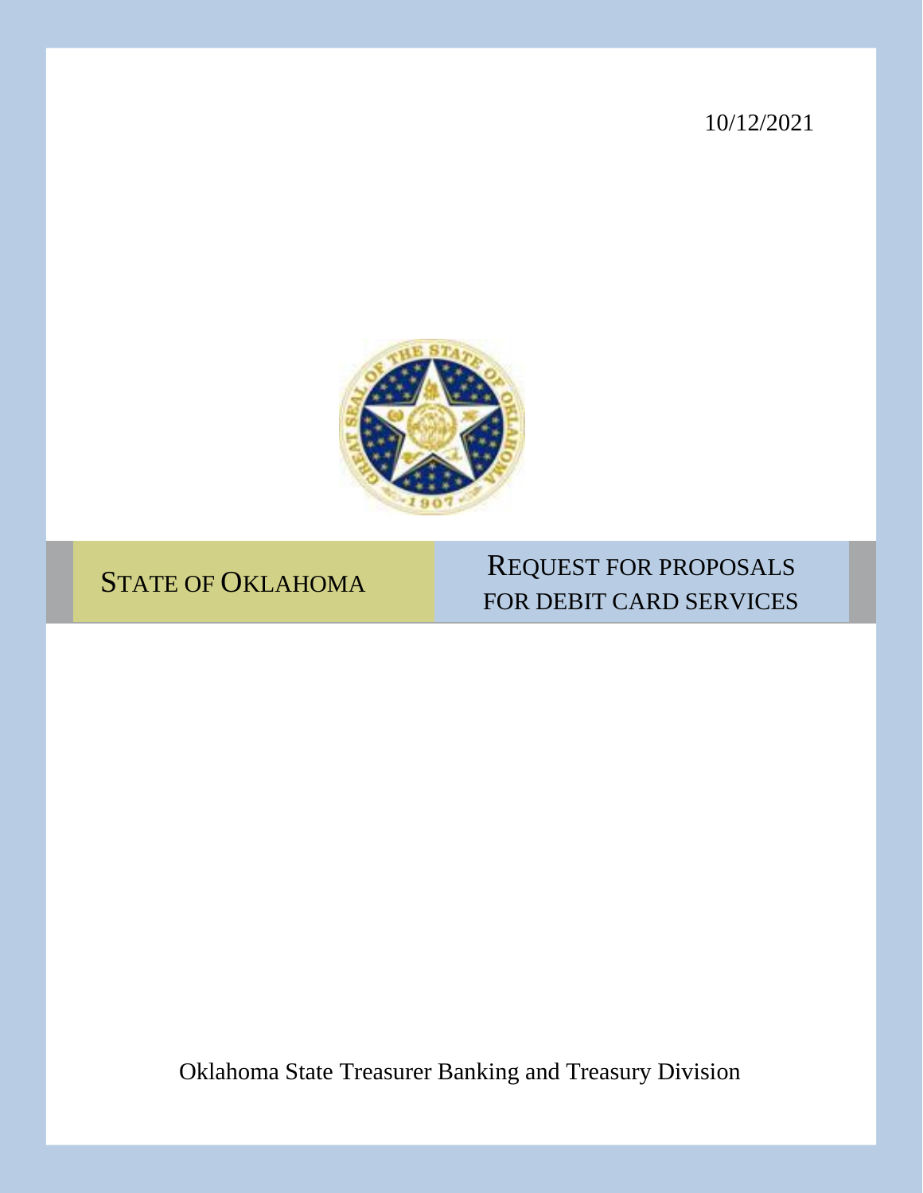10/12/2021

# STATE OF OKLAHOMA

# REQUEST FOR PROPOSALS FOR DEBIT CARD SERVICES

Oklahoma State Treasurer Banking and Treasury Division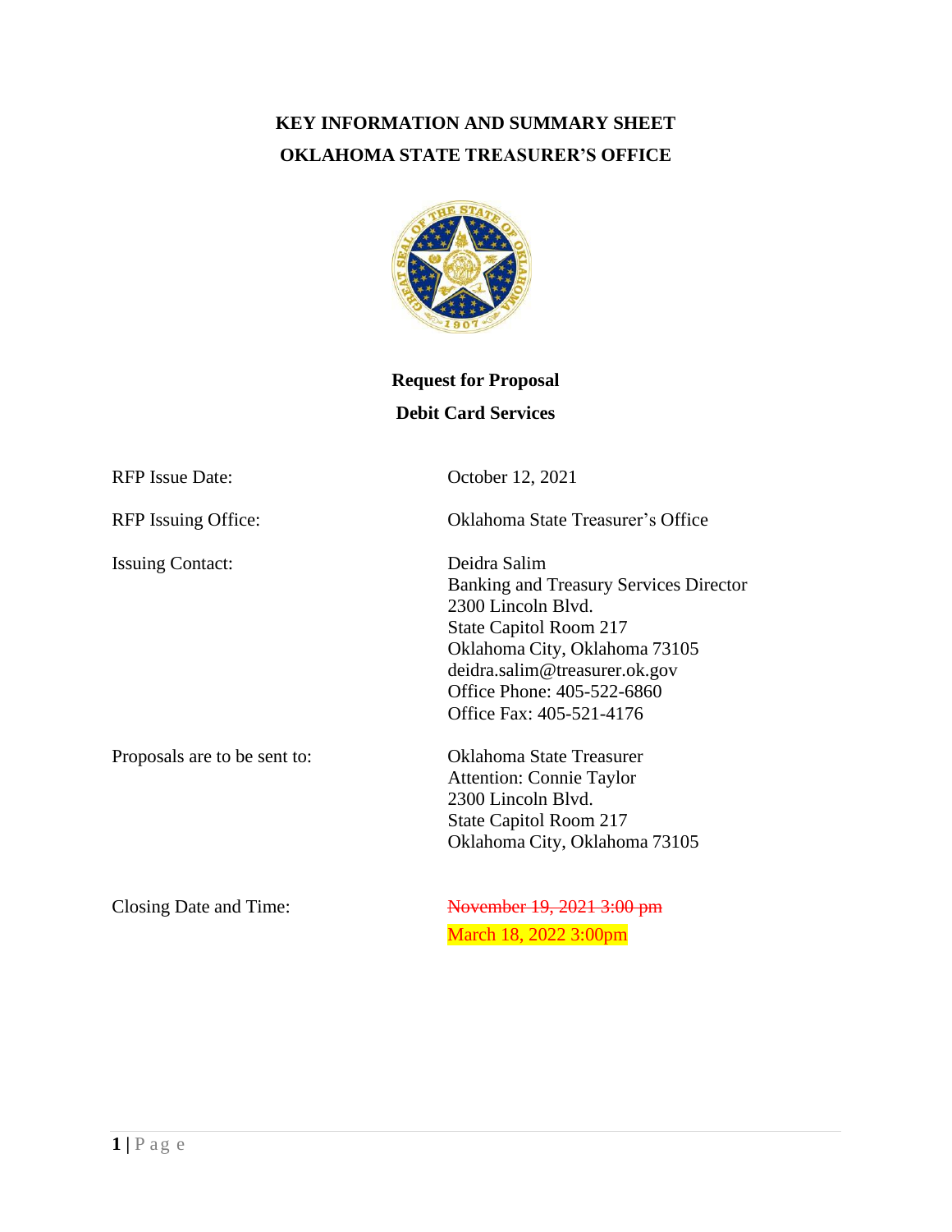# KEY INFORMATION AND SUMMARY SHEET

# OKLAHOMA STATE TREASURER'S OFFICE

**Request for Proposal**

**Debit Card Services**

| | |
|---|---|
| RFP Issue Date: | October 12, 2021 |
| RFP Issuing Office: | Oklahoma State Treasurer's Office |
| Issuing Contact: | Deidra Salim<br>Banking and Treasury Services Director<br>2300 Lincoln Blvd.<br>State Capitol Room 217<br>Oklahoma City, Oklahoma 73105<br>deidra.salim@treasurer.ok.gov<br>Office Phone: 405-522-6860<br>Office Fax: 405-521-4176 |
| Proposals are to be sent to: | Oklahoma State Treasurer<br>Attention: Connie Taylor<br>2300 Lincoln Blvd.<br>State Capitol Room 217<br>Oklahoma City, Oklahoma 73105 |
| Closing Date and Time: | ~~November 19, 2021 3:00 pm~~<br>March 18, 2022 3:00pm |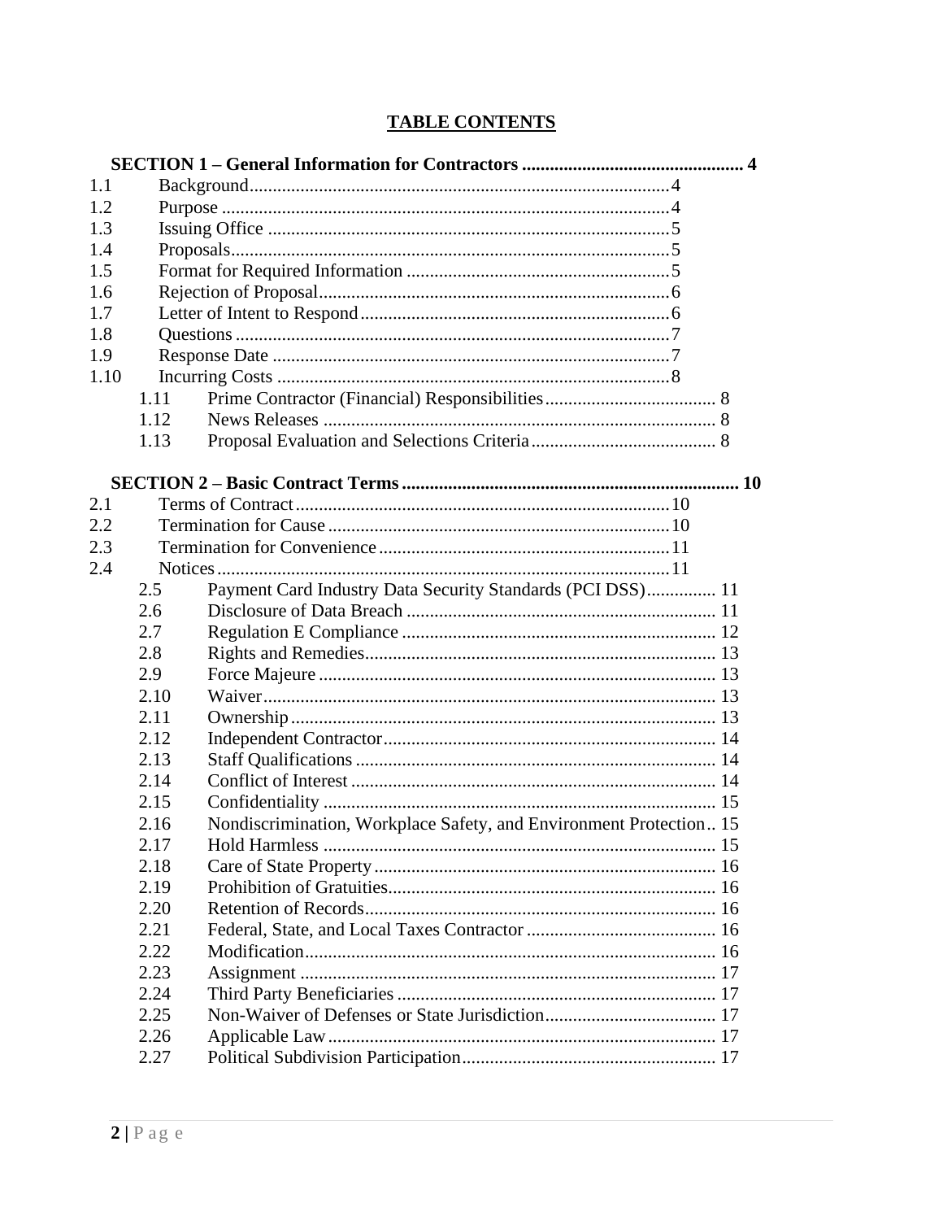## TABLE CONTENTS

**SECTION 1 – General Information for Contractors ................................................ 4**

| | | |
|---|---|---|
| 1.1 | Background | 4 |
| 1.2 | Purpose | 4 |
| 1.3 | Issuing Office | 5 |
| 1.4 | Proposals | 5 |
| 1.5 | Format for Required Information | 5 |
| 1.6 | Rejection of Proposal | 6 |
| 1.7 | Letter of Intent to Respond | 6 |
| 1.8 | Questions | 7 |
| 1.9 | Response Date | 7 |
| 1.10 | Incurring Costs | 8 |
| 1.11 | Prime Contractor (Financial) Responsibilities | 8 |
| 1.12 | News Releases | 8 |
| 1.13 | Proposal Evaluation and Selections Criteria | 8 |

**SECTION 2 – Basic Contract Terms ........................................................................ 10**

| | | |
|---|---|---|
| 2.1 | Terms of Contract | 10 |
| 2.2 | Termination for Cause | 10 |
| 2.3 | Termination for Convenience | 11 |
| 2.4 | Notices | 11 |
| 2.5 | Payment Card Industry Data Security Standards (PCI DSS) | 11 |
| 2.6 | Disclosure of Data Breach | 11 |
| 2.7 | Regulation E Compliance | 12 |
| 2.8 | Rights and Remedies | 13 |
| 2.9 | Force Majeure | 13 |
| 2.10 | Waiver | 13 |
| 2.11 | Ownership | 13 |
| 2.12 | Independent Contractor | 14 |
| 2.13 | Staff Qualifications | 14 |
| 2.14 | Conflict of Interest | 14 |
| 2.15 | Confidentiality | 15 |
| 2.16 | Nondiscrimination, Workplace Safety, and Environment Protection | 15 |
| 2.17 | Hold Harmless | 15 |
| 2.18 | Care of State Property | 16 |
| 2.19 | Prohibition of Gratuities | 16 |
| 2.20 | Retention of Records | 16 |
| 2.21 | Federal, State, and Local Taxes Contractor | 16 |
| 2.22 | Modification | 16 |
| 2.23 | Assignment | 17 |
| 2.24 | Third Party Beneficiaries | 17 |
| 2.25 | Non-Waiver of Defenses or State Jurisdiction | 17 |
| 2.26 | Applicable Law | 17 |
| 2.27 | Political Subdivision Participation | 17 |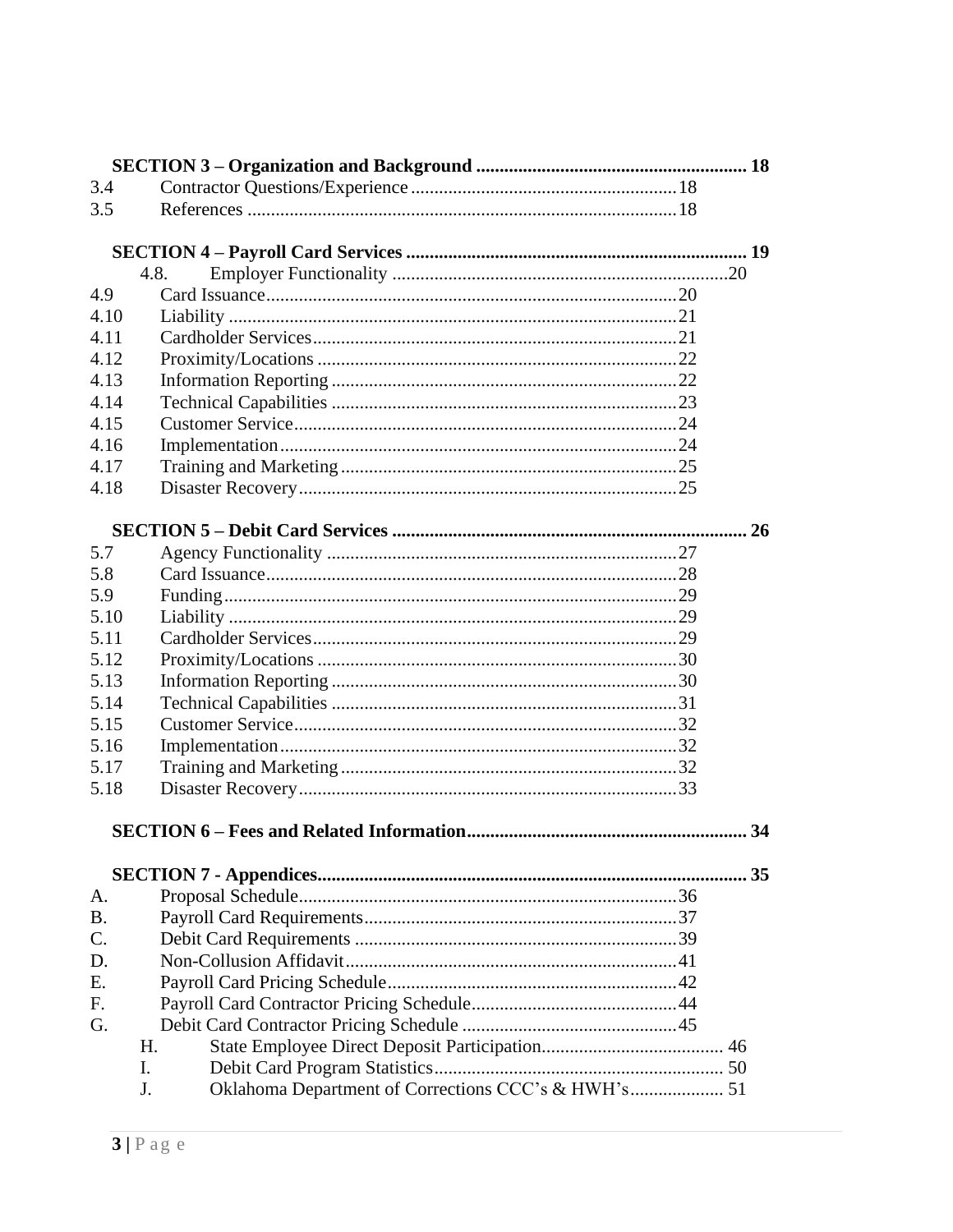**SECTION 3 – Organization and Background** .......... 18

| | | |
|---|---|---|
| 3.4 | Contractor Questions/Experience | 18 |
| 3.5 | References | 18 |

**SECTION 4 – Payroll Card Services** .......... 19

| | | |
|---|---|---|
| 4.8. | Employer Functionality | 20 |
| 4.9 | Card Issuance | 20 |
| 4.10 | Liability | 21 |
| 4.11 | Cardholder Services | 21 |
| 4.12 | Proximity/Locations | 22 |
| 4.13 | Information Reporting | 22 |
| 4.14 | Technical Capabilities | 23 |
| 4.15 | Customer Service | 24 |
| 4.16 | Implementation | 24 |
| 4.17 | Training and Marketing | 25 |
| 4.18 | Disaster Recovery | 25 |

**SECTION 5 – Debit Card Services** .......... 26

| | | |
|---|---|---|
| 5.7 | Agency Functionality | 27 |
| 5.8 | Card Issuance | 28 |
| 5.9 | Funding | 29 |
| 5.10 | Liability | 29 |
| 5.11 | Cardholder Services | 29 |
| 5.12 | Proximity/Locations | 30 |
| 5.13 | Information Reporting | 30 |
| 5.14 | Technical Capabilities | 31 |
| 5.15 | Customer Service | 32 |
| 5.16 | Implementation | 32 |
| 5.17 | Training and Marketing | 32 |
| 5.18 | Disaster Recovery | 33 |

**SECTION 6 – Fees and Related Information** .......... 34

**SECTION 7 - Appendices** .......... 35

| | | |
|---|---|---|
| A. | Proposal Schedule | 36 |
| B. | Payroll Card Requirements | 37 |
| C. | Debit Card Requirements | 39 |
| D. | Non-Collusion Affidavit | 41 |
| E. | Payroll Card Pricing Schedule | 42 |
| F. | Payroll Card Contractor Pricing Schedule | 44 |
| G. | Debit Card Contractor Pricing Schedule | 45 |
| H. | State Employee Direct Deposit Participation | 46 |
| I. | Debit Card Program Statistics | 50 |
| J. | Oklahoma Department of Corrections CCC's & HWH's | 51 |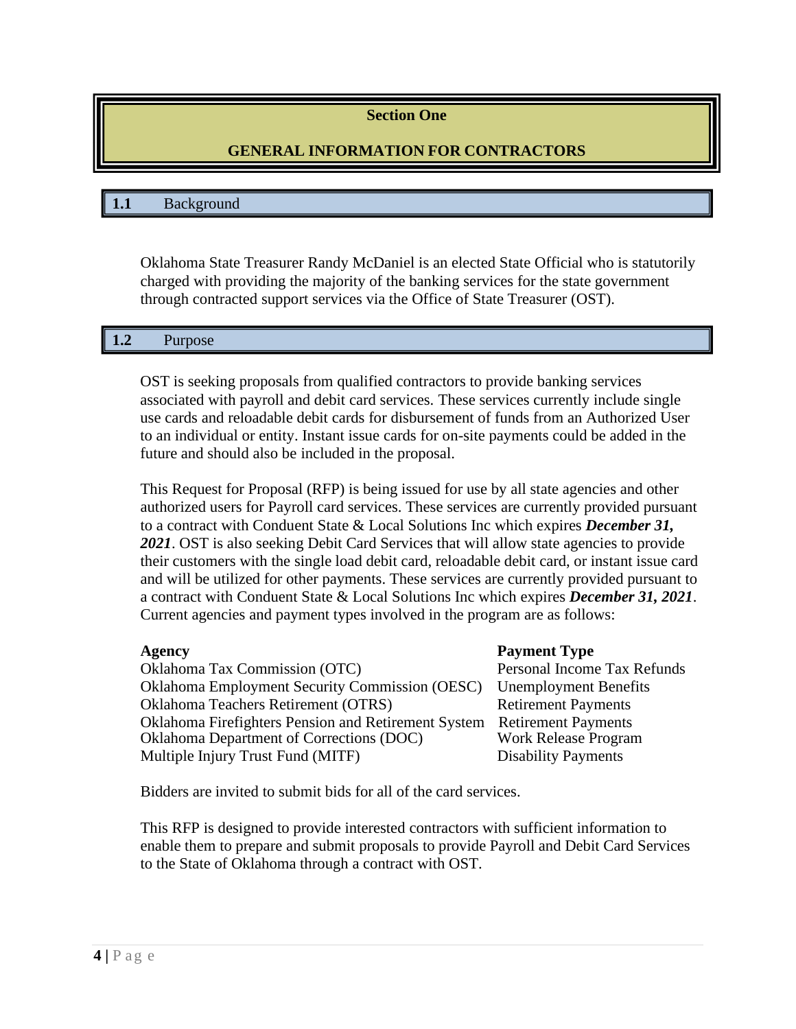# Section One

# GENERAL INFORMATION FOR CONTRACTORS

## 1.1 Background

Oklahoma State Treasurer Randy McDaniel is an elected State Official who is statutorily charged with providing the majority of the banking services for the state government through contracted support services via the Office of State Treasurer (OST).

## 1.2 Purpose

OST is seeking proposals from qualified contractors to provide banking services associated with payroll and debit card services. These services currently include single use cards and reloadable debit cards for disbursement of funds from an Authorized User to an individual or entity. Instant issue cards for on-site payments could be added in the future and should also be included in the proposal.

This Request for Proposal (RFP) is being issued for use by all state agencies and other authorized users for Payroll card services. These services are currently provided pursuant to a contract with Conduent State & Local Solutions Inc which expires ***December 31, 2021***. OST is also seeking Debit Card Services that will allow state agencies to provide their customers with the single load debit card, reloadable debit card, or instant issue card and will be utilized for other payments. These services are currently provided pursuant to a contract with Conduent State & Local Solutions Inc which expires ***December 31, 2021***. Current agencies and payment types involved in the program are as follows:

| **Agency** | **Payment Type** |
|---|---|
| Oklahoma Tax Commission (OTC) | Personal Income Tax Refunds |
| Oklahoma Employment Security Commission (OESC) | Unemployment Benefits |
| Oklahoma Teachers Retirement (OTRS) | Retirement Payments |
| Oklahoma Firefighters Pension and Retirement System | Retirement Payments |
| Oklahoma Department of Corrections (DOC) | Work Release Program |
| Multiple Injury Trust Fund (MITF) | Disability Payments |

Bidders are invited to submit bids for all of the card services.

This RFP is designed to provide interested contractors with sufficient information to enable them to prepare and submit proposals to provide Payroll and Debit Card Services to the State of Oklahoma through a contract with OST.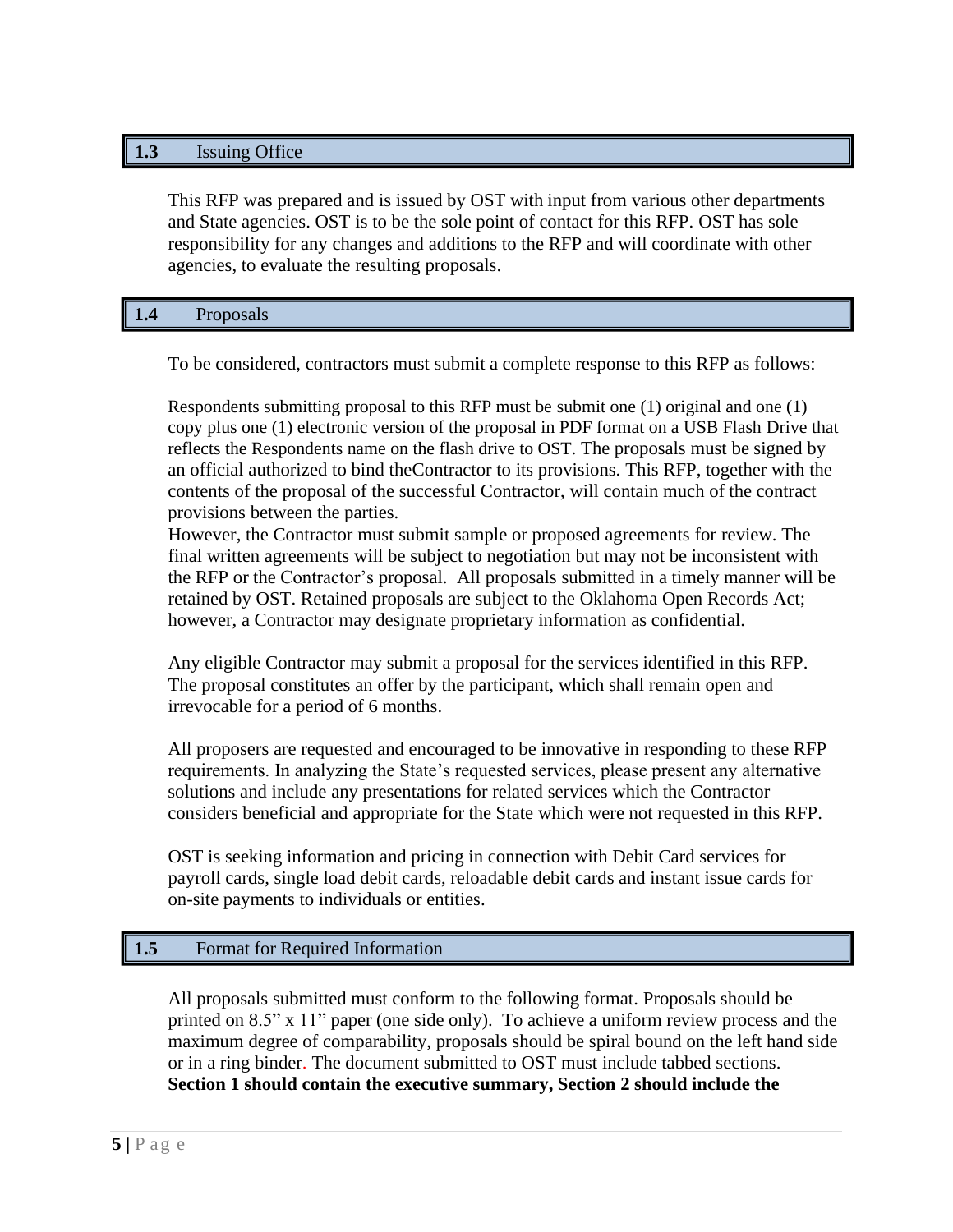## 1.3 Issuing Office

This RFP was prepared and is issued by OST with input from various other departments and State agencies. OST is to be the sole point of contact for this RFP. OST has sole responsibility for any changes and additions to the RFP and will coordinate with other agencies, to evaluate the resulting proposals.

## 1.4 Proposals

To be considered, contractors must submit a complete response to this RFP as follows:

Respondents submitting proposal to this RFP must be submit one (1) original and one (1) copy plus one (1) electronic version of the proposal in PDF format on a USB Flash Drive that reflects the Respondents name on the flash drive to OST. The proposals must be signed by an official authorized to bind theContractor to its provisions. This RFP, together with the contents of the proposal of the successful Contractor, will contain much of the contract provisions between the parties.
However, the Contractor must submit sample or proposed agreements for review. The final written agreements will be subject to negotiation but may not be inconsistent with the RFP or the Contractor's proposal. All proposals submitted in a timely manner will be retained by OST. Retained proposals are subject to the Oklahoma Open Records Act; however, a Contractor may designate proprietary information as confidential.

Any eligible Contractor may submit a proposal for the services identified in this RFP. The proposal constitutes an offer by the participant, which shall remain open and irrevocable for a period of 6 months.

All proposers are requested and encouraged to be innovative in responding to these RFP requirements. In analyzing the State's requested services, please present any alternative solutions and include any presentations for related services which the Contractor considers beneficial and appropriate for the State which were not requested in this RFP.

OST is seeking information and pricing in connection with Debit Card services for payroll cards, single load debit cards, reloadable debit cards and instant issue cards for on-site payments to individuals or entities.

## 1.5 Format for Required Information

All proposals submitted must conform to the following format. Proposals should be printed on 8.5" x 11" paper (one side only). To achieve a uniform review process and the maximum degree of comparability, proposals should be spiral bound on the left hand side or in a ring binder. The document submitted to OST must include tabbed sections. **Section 1 should contain the executive summary, Section 2 should include the**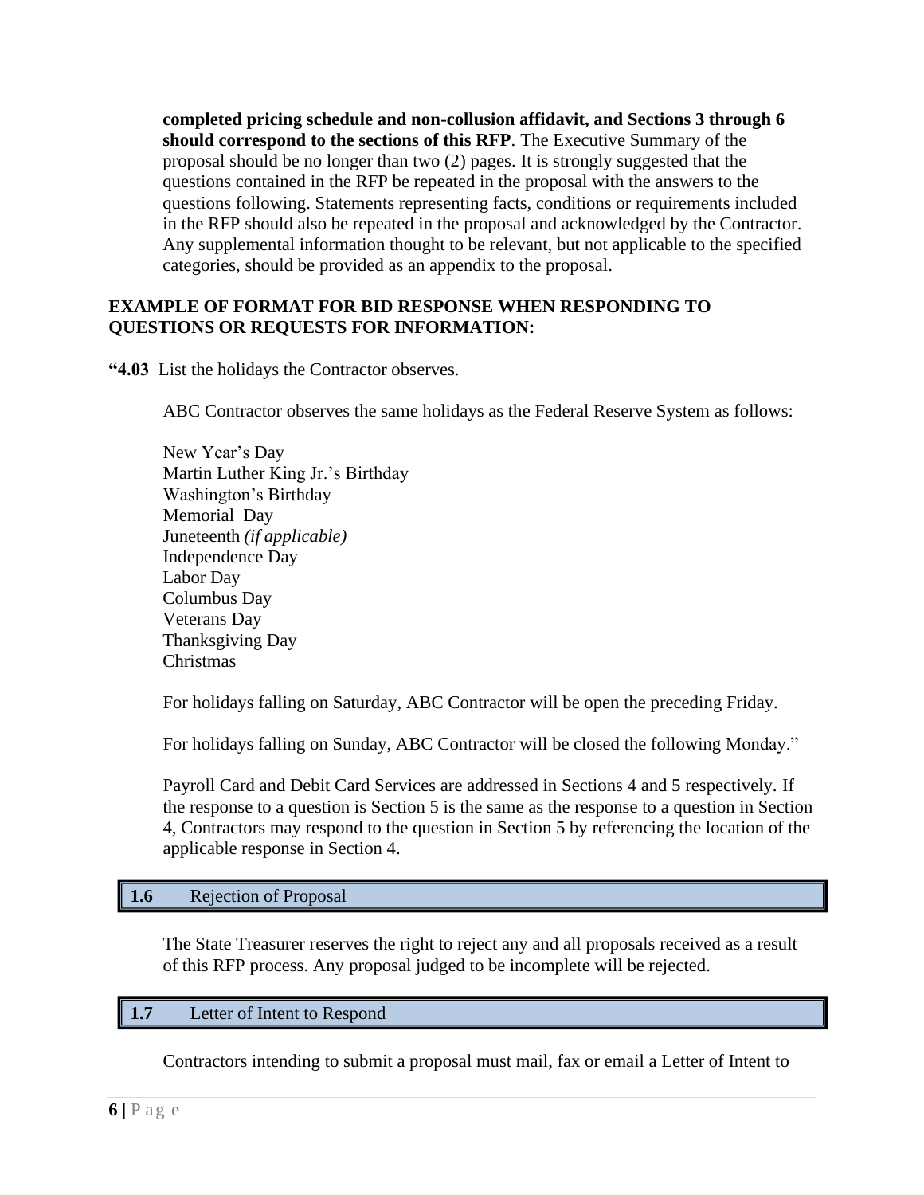**completed pricing schedule and non-collusion affidavit, and Sections 3 through 6 should correspond to the sections of this RFP**. The Executive Summary of the proposal should be no longer than two (2) pages. It is strongly suggested that the questions contained in the RFP be repeated in the proposal with the answers to the questions following. Statements representing facts, conditions or requirements included in the RFP should also be repeated in the proposal and acknowledged by the Contractor. Any supplemental information thought to be relevant, but not applicable to the specified categories, should be provided as an appendix to the proposal.

---

**EXAMPLE OF FORMAT FOR BID RESPONSE WHEN RESPONDING TO QUESTIONS OR REQUESTS FOR INFORMATION:**

**"4.03** List the holidays the Contractor observes.

ABC Contractor observes the same holidays as the Federal Reserve System as follows:

New Year's Day
Martin Luther King Jr.'s Birthday
Washington's Birthday
Memorial Day
Juneteenth *(if applicable)*
Independence Day
Labor Day
Columbus Day
Veterans Day
Thanksgiving Day
Christmas

For holidays falling on Saturday, ABC Contractor will be open the preceding Friday.

For holidays falling on Sunday, ABC Contractor will be closed the following Monday."

Payroll Card and Debit Card Services are addressed in Sections 4 and 5 respectively. If the response to a question is Section 5 is the same as the response to a question in Section 4, Contractors may respond to the question in Section 5 by referencing the location of the applicable response in Section 4.

## 1.6 Rejection of Proposal

The State Treasurer reserves the right to reject any and all proposals received as a result of this RFP process. Any proposal judged to be incomplete will be rejected.

## 1.7 Letter of Intent to Respond

Contractors intending to submit a proposal must mail, fax or email a Letter of Intent to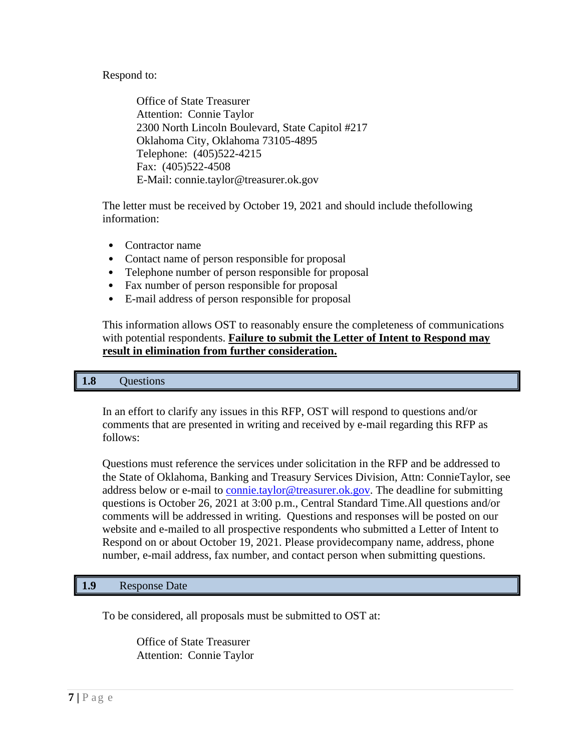Respond to:

Office of State Treasurer
Attention: Connie Taylor
2300 North Lincoln Boulevard, State Capitol #217
Oklahoma City, Oklahoma 73105-4895
Telephone: (405)522-4215
Fax: (405)522-4508
E-Mail: connie.taylor@treasurer.ok.gov

The letter must be received by October 19, 2021 and should include thefollowing information:

- Contractor name
- Contact name of person responsible for proposal
- Telephone number of person responsible for proposal
- Fax number of person responsible for proposal
- E-mail address of person responsible for proposal

This information allows OST to reasonably ensure the completeness of communications with potential respondents. **Failure to submit the Letter of Intent to Respond may result in elimination from further consideration.**

## 1.8 Questions

In an effort to clarify any issues in this RFP, OST will respond to questions and/or comments that are presented in writing and received by e-mail regarding this RFP as follows:

Questions must reference the services under solicitation in the RFP and be addressed to the State of Oklahoma, Banking and Treasury Services Division, Attn: ConnieTaylor, see address below or e-mail to connie.taylor@treasurer.ok.gov. The deadline for submitting questions is October 26, 2021 at 3:00 p.m., Central Standard Time.All questions and/or comments will be addressed in writing. Questions and responses will be posted on our website and e-mailed to all prospective respondents who submitted a Letter of Intent to Respond on or about October 19, 2021. Please providecompany name, address, phone number, e-mail address, fax number, and contact person when submitting questions.

## 1.9 Response Date

To be considered, all proposals must be submitted to OST at:

Office of State Treasurer
Attention: Connie Taylor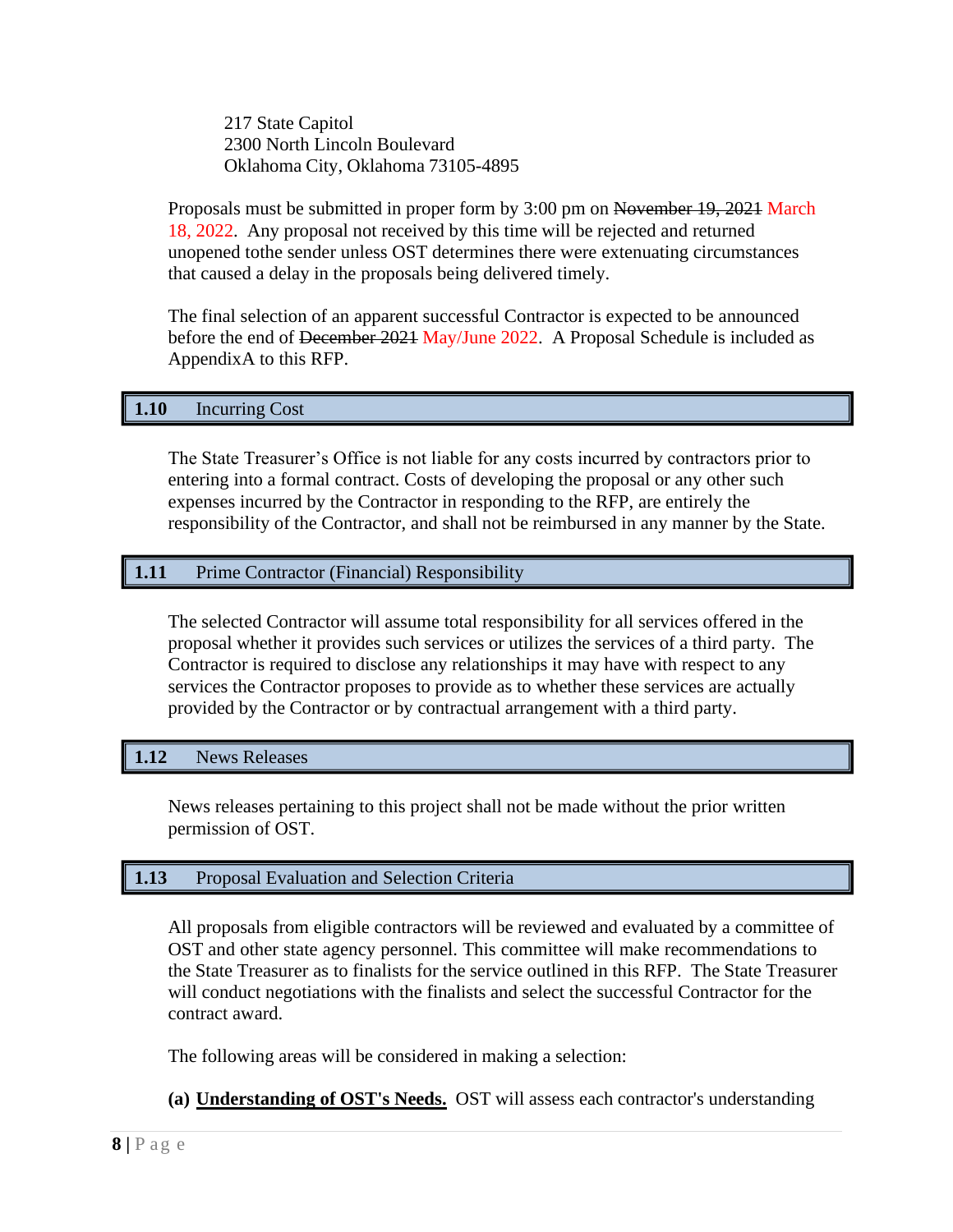217 State Capitol
2300 North Lincoln Boulevard
Oklahoma City, Oklahoma 73105-4895

Proposals must be submitted in proper form by 3:00 pm on ~~November 19, 2021~~ March 18, 2022. Any proposal not received by this time will be rejected and returned unopened tothe sender unless OST determines there were extenuating circumstances that caused a delay in the proposals being delivered timely.

The final selection of an apparent successful Contractor is expected to be announced before the end of ~~December 2021~~ May/June 2022. A Proposal Schedule is included as AppendixA to this RFP.

## 1.10 Incurring Cost

The State Treasurer's Office is not liable for any costs incurred by contractors prior to entering into a formal contract. Costs of developing the proposal or any other such expenses incurred by the Contractor in responding to the RFP, are entirely the responsibility of the Contractor, and shall not be reimbursed in any manner by the State.

## 1.11 Prime Contractor (Financial) Responsibility

The selected Contractor will assume total responsibility for all services offered in the proposal whether it provides such services or utilizes the services of a third party. The Contractor is required to disclose any relationships it may have with respect to any services the Contractor proposes to provide as to whether these services are actually provided by the Contractor or by contractual arrangement with a third party.

## 1.12 News Releases

News releases pertaining to this project shall not be made without the prior written permission of OST.

## 1.13 Proposal Evaluation and Selection Criteria

All proposals from eligible contractors will be reviewed and evaluated by a committee of OST and other state agency personnel. This committee will make recommendations to the State Treasurer as to finalists for the service outlined in this RFP. The State Treasurer will conduct negotiations with the finalists and select the successful Contractor for the contract award.

The following areas will be considered in making a selection:

**(a) Understanding of OST's Needs.** OST will assess each contractor's understanding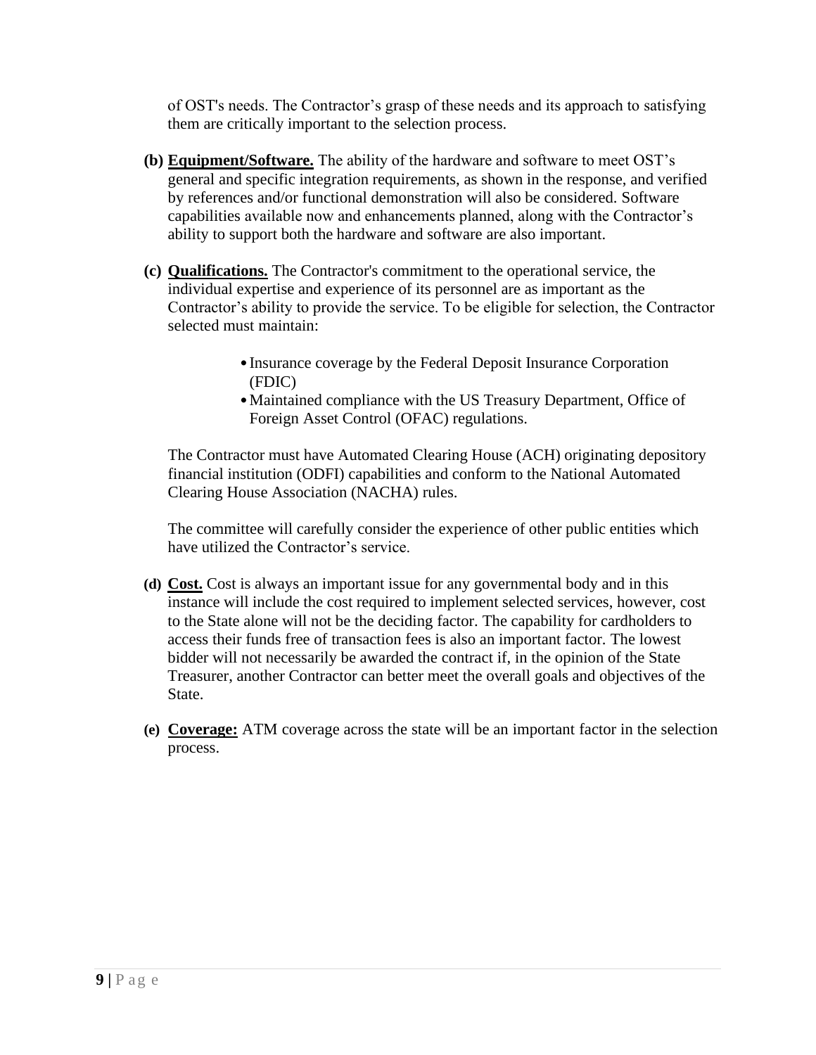of OST's needs. The Contractor's grasp of these needs and its approach to satisfying them are critically important to the selection process.

**(b) Equipment/Software.** The ability of the hardware and software to meet OST's general and specific integration requirements, as shown in the response, and verified by references and/or functional demonstration will also be considered. Software capabilities available now and enhancements planned, along with the Contractor's ability to support both the hardware and software are also important.

**(c) Qualifications.** The Contractor's commitment to the operational service, the individual expertise and experience of its personnel are as important as the Contractor's ability to provide the service. To be eligible for selection, the Contractor selected must maintain:

- Insurance coverage by the Federal Deposit Insurance Corporation (FDIC)
- Maintained compliance with the US Treasury Department, Office of Foreign Asset Control (OFAC) regulations.

The Contractor must have Automated Clearing House (ACH) originating depository financial institution (ODFI) capabilities and conform to the National Automated Clearing House Association (NACHA) rules.

The committee will carefully consider the experience of other public entities which have utilized the Contractor's service.

**(d) Cost.** Cost is always an important issue for any governmental body and in this instance will include the cost required to implement selected services, however, cost to the State alone will not be the deciding factor. The capability for cardholders to access their funds free of transaction fees is also an important factor. The lowest bidder will not necessarily be awarded the contract if, in the opinion of the State Treasurer, another Contractor can better meet the overall goals and objectives of the State.

**(e) Coverage:** ATM coverage across the state will be an important factor in the selection process.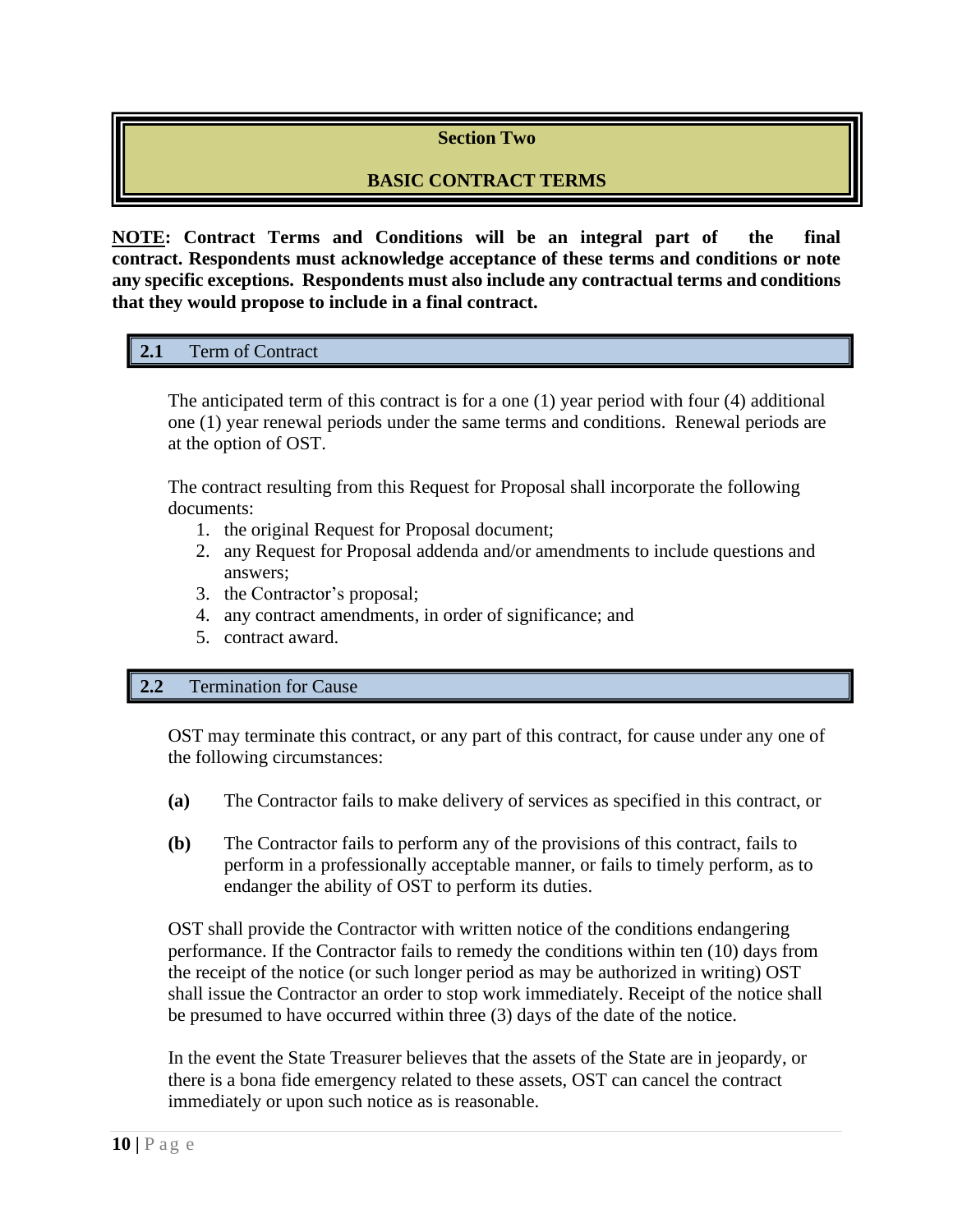# Section Two

# BASIC CONTRACT TERMS

**<u>NOTE</u>: Contract Terms and Conditions will be an integral part of the final contract. Respondents must acknowledge acceptance of these terms and conditions or note any specific exceptions. Respondents must also include any contractual terms and conditions that they would propose to include in a final contract.**

## 2.1 Term of Contract

The anticipated term of this contract is for a one (1) year period with four (4) additional one (1) year renewal periods under the same terms and conditions. Renewal periods are at the option of OST.

The contract resulting from this Request for Proposal shall incorporate the following documents:

1. the original Request for Proposal document;
2. any Request for Proposal addenda and/or amendments to include questions and answers;
3. the Contractor's proposal;
4. any contract amendments, in order of significance; and
5. contract award.

## 2.2 Termination for Cause

OST may terminate this contract, or any part of this contract, for cause under any one of the following circumstances:

**(a)** The Contractor fails to make delivery of services as specified in this contract, or

**(b)** The Contractor fails to perform any of the provisions of this contract, fails to perform in a professionally acceptable manner, or fails to timely perform, as to endanger the ability of OST to perform its duties.

OST shall provide the Contractor with written notice of the conditions endangering performance. If the Contractor fails to remedy the conditions within ten (10) days from the receipt of the notice (or such longer period as may be authorized in writing) OST shall issue the Contractor an order to stop work immediately. Receipt of the notice shall be presumed to have occurred within three (3) days of the date of the notice.

In the event the State Treasurer believes that the assets of the State are in jeopardy, or there is a bona fide emergency related to these assets, OST can cancel the contract immediately or upon such notice as is reasonable.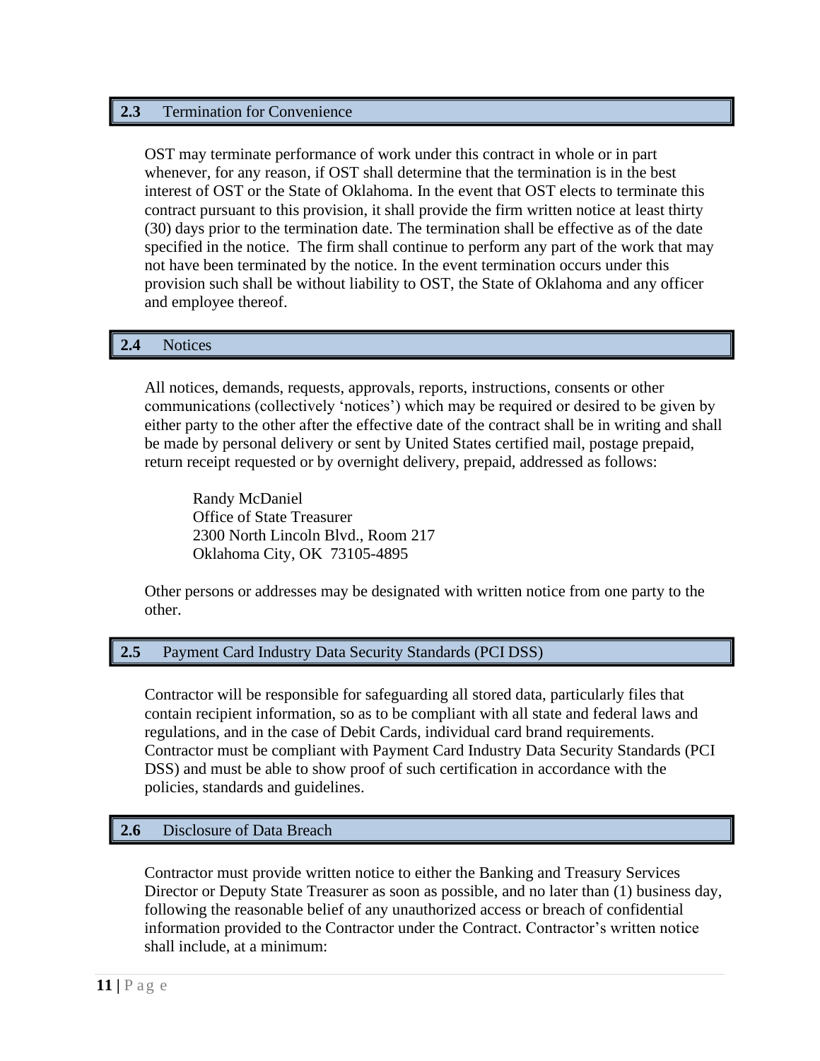## 2.3 Termination for Convenience

OST may terminate performance of work under this contract in whole or in part whenever, for any reason, if OST shall determine that the termination is in the best interest of OST or the State of Oklahoma. In the event that OST elects to terminate this contract pursuant to this provision, it shall provide the firm written notice at least thirty (30) days prior to the termination date. The termination shall be effective as of the date specified in the notice. The firm shall continue to perform any part of the work that may not have been terminated by the notice. In the event termination occurs under this provision such shall be without liability to OST, the State of Oklahoma and any officer and employee thereof.

## 2.4 Notices

All notices, demands, requests, approvals, reports, instructions, consents or other communications (collectively 'notices') which may be required or desired to be given by either party to the other after the effective date of the contract shall be in writing and shall be made by personal delivery or sent by United States certified mail, postage prepaid, return receipt requested or by overnight delivery, prepaid, addressed as follows:

Randy McDaniel
Office of State Treasurer
2300 North Lincoln Blvd., Room 217
Oklahoma City, OK 73105-4895

Other persons or addresses may be designated with written notice from one party to the other.

## 2.5 Payment Card Industry Data Security Standards (PCI DSS)

Contractor will be responsible for safeguarding all stored data, particularly files that contain recipient information, so as to be compliant with all state and federal laws and regulations, and in the case of Debit Cards, individual card brand requirements. Contractor must be compliant with Payment Card Industry Data Security Standards (PCI DSS) and must be able to show proof of such certification in accordance with the policies, standards and guidelines.

## 2.6 Disclosure of Data Breach

Contractor must provide written notice to either the Banking and Treasury Services Director or Deputy State Treasurer as soon as possible, and no later than (1) business day, following the reasonable belief of any unauthorized access or breach of confidential information provided to the Contractor under the Contract. Contractor's written notice shall include, at a minimum: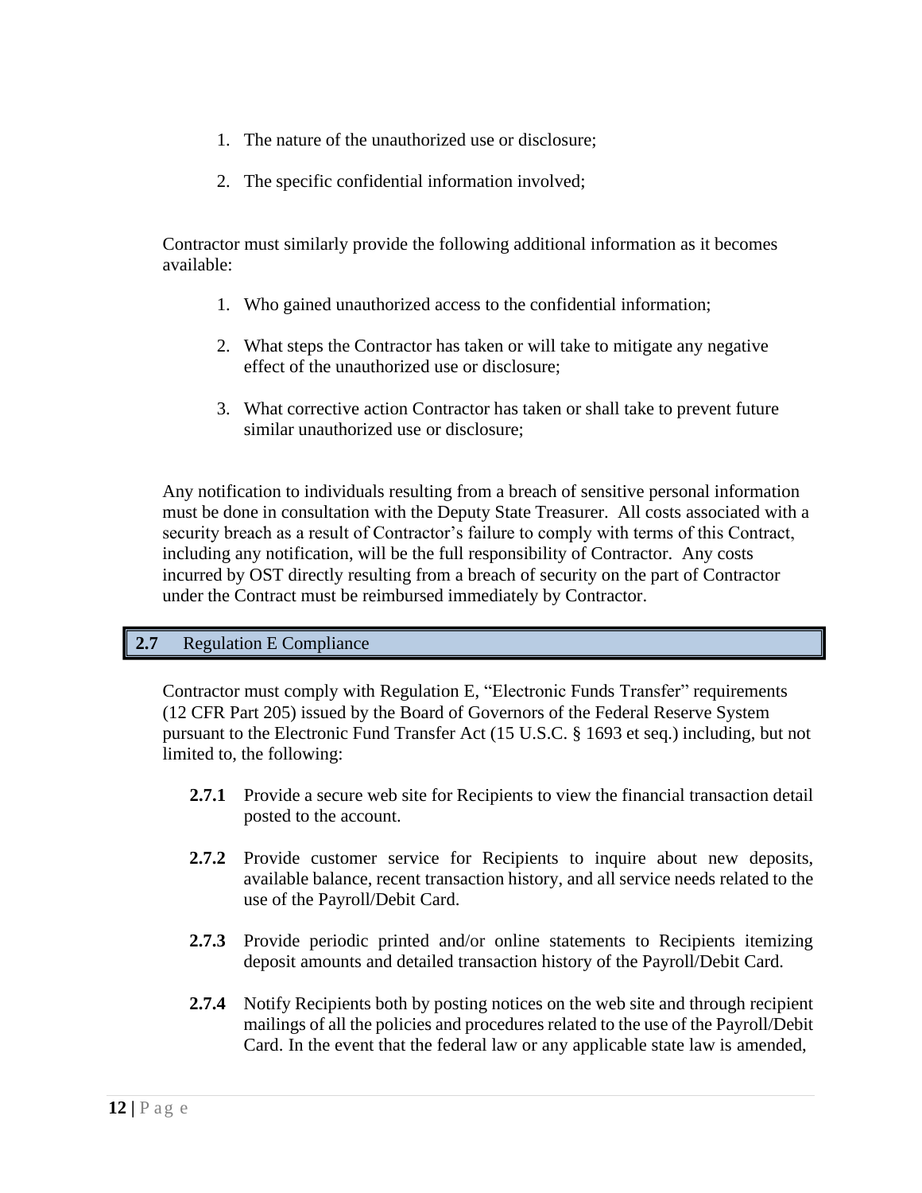1. The nature of the unauthorized use or disclosure;
2. The specific confidential information involved;

Contractor must similarly provide the following additional information as it becomes available:

1. Who gained unauthorized access to the confidential information;
2. What steps the Contractor has taken or will take to mitigate any negative effect of the unauthorized use or disclosure;
3. What corrective action Contractor has taken or shall take to prevent future similar unauthorized use or disclosure;

Any notification to individuals resulting from a breach of sensitive personal information must be done in consultation with the Deputy State Treasurer. All costs associated with a security breach as a result of Contractor's failure to comply with terms of this Contract, including any notification, will be the full responsibility of Contractor. Any costs incurred by OST directly resulting from a breach of security on the part of Contractor under the Contract must be reimbursed immediately by Contractor.

## 2.7 Regulation E Compliance

Contractor must comply with Regulation E, "Electronic Funds Transfer" requirements (12 CFR Part 205) issued by the Board of Governors of the Federal Reserve System pursuant to the Electronic Fund Transfer Act (15 U.S.C. § 1693 et seq.) including, but not limited to, the following:

**2.7.1** Provide a secure web site for Recipients to view the financial transaction detail posted to the account.

**2.7.2** Provide customer service for Recipients to inquire about new deposits, available balance, recent transaction history, and all service needs related to the use of the Payroll/Debit Card.

**2.7.3** Provide periodic printed and/or online statements to Recipients itemizing deposit amounts and detailed transaction history of the Payroll/Debit Card.

**2.7.4** Notify Recipients both by posting notices on the web site and through recipient mailings of all the policies and procedures related to the use of the Payroll/Debit Card. In the event that the federal law or any applicable state law is amended,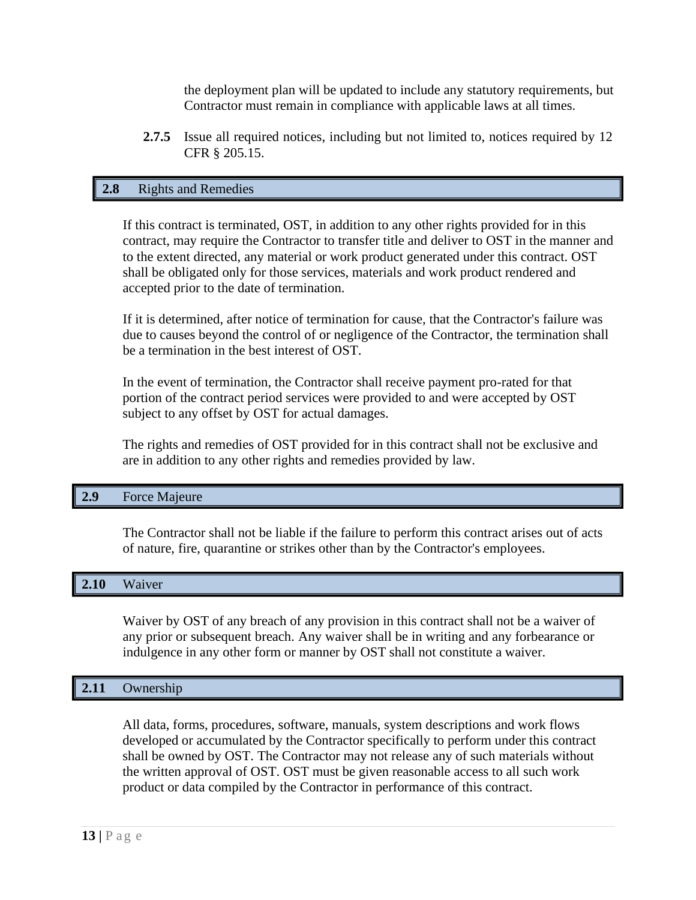the deployment plan will be updated to include any statutory requirements, but Contractor must remain in compliance with applicable laws at all times.

**2.7.5** Issue all required notices, including but not limited to, notices required by 12 CFR § 205.15.

## 2.8 Rights and Remedies

If this contract is terminated, OST, in addition to any other rights provided for in this contract, may require the Contractor to transfer title and deliver to OST in the manner and to the extent directed, any material or work product generated under this contract. OST shall be obligated only for those services, materials and work product rendered and accepted prior to the date of termination.

If it is determined, after notice of termination for cause, that the Contractor's failure was due to causes beyond the control of or negligence of the Contractor, the termination shall be a termination in the best interest of OST.

In the event of termination, the Contractor shall receive payment pro-rated for that portion of the contract period services were provided to and were accepted by OST subject to any offset by OST for actual damages.

The rights and remedies of OST provided for in this contract shall not be exclusive and are in addition to any other rights and remedies provided by law.

## 2.9 Force Majeure

The Contractor shall not be liable if the failure to perform this contract arises out of acts of nature, fire, quarantine or strikes other than by the Contractor's employees.

## 2.10 Waiver

Waiver by OST of any breach of any provision in this contract shall not be a waiver of any prior or subsequent breach. Any waiver shall be in writing and any forbearance or indulgence in any other form or manner by OST shall not constitute a waiver.

## 2.11 Ownership

All data, forms, procedures, software, manuals, system descriptions and work flows developed or accumulated by the Contractor specifically to perform under this contract shall be owned by OST. The Contractor may not release any of such materials without the written approval of OST. OST must be given reasonable access to all such work product or data compiled by the Contractor in performance of this contract.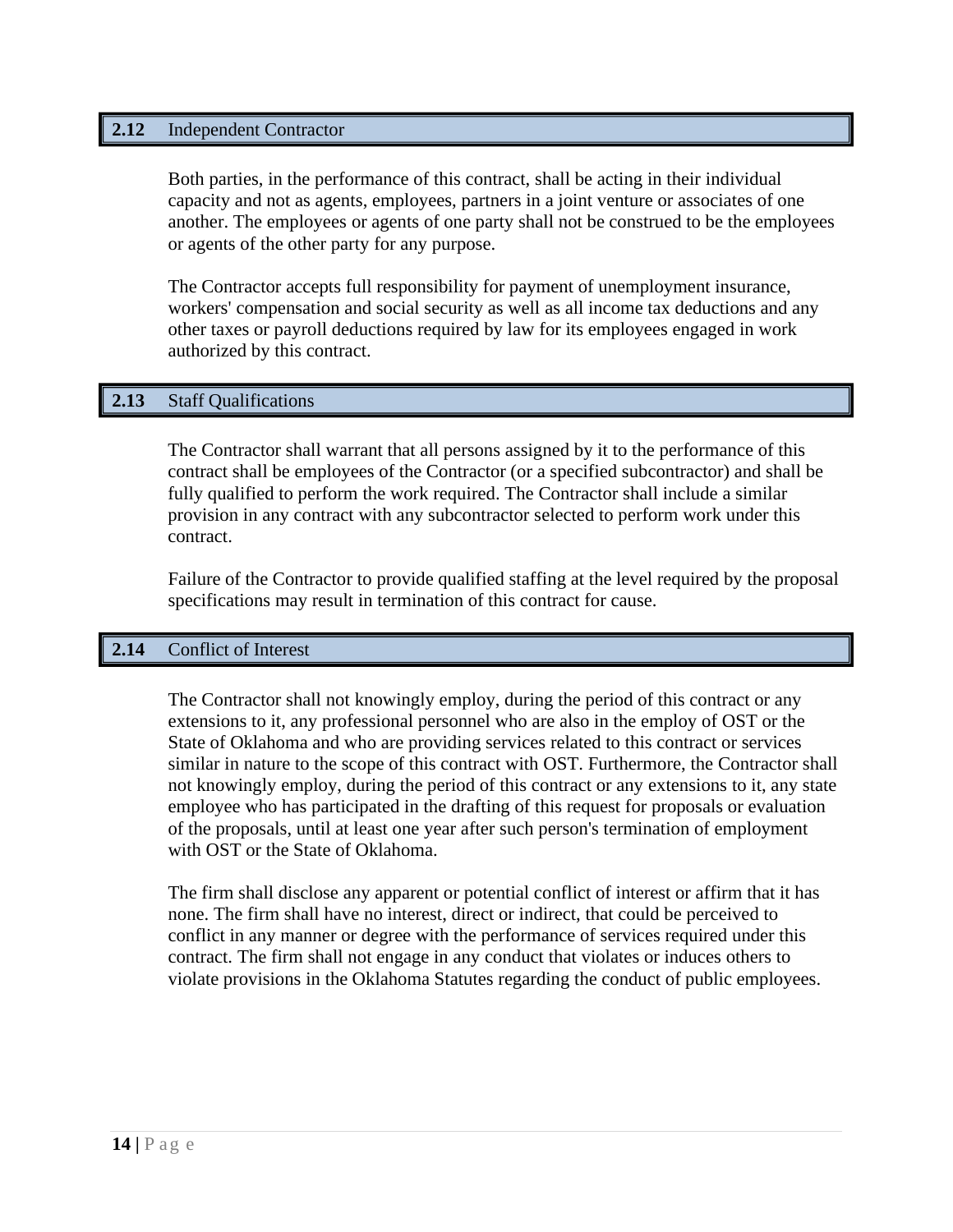## 2.12 Independent Contractor

Both parties, in the performance of this contract, shall be acting in their individual capacity and not as agents, employees, partners in a joint venture or associates of one another. The employees or agents of one party shall not be construed to be the employees or agents of the other party for any purpose.

The Contractor accepts full responsibility for payment of unemployment insurance, workers' compensation and social security as well as all income tax deductions and any other taxes or payroll deductions required by law for its employees engaged in work authorized by this contract.

## 2.13 Staff Qualifications

The Contractor shall warrant that all persons assigned by it to the performance of this contract shall be employees of the Contractor (or a specified subcontractor) and shall be fully qualified to perform the work required. The Contractor shall include a similar provision in any contract with any subcontractor selected to perform work under this contract.

Failure of the Contractor to provide qualified staffing at the level required by the proposal specifications may result in termination of this contract for cause.

## 2.14 Conflict of Interest

The Contractor shall not knowingly employ, during the period of this contract or any extensions to it, any professional personnel who are also in the employ of OST or the State of Oklahoma and who are providing services related to this contract or services similar in nature to the scope of this contract with OST. Furthermore, the Contractor shall not knowingly employ, during the period of this contract or any extensions to it, any state employee who has participated in the drafting of this request for proposals or evaluation of the proposals, until at least one year after such person's termination of employment with OST or the State of Oklahoma.

The firm shall disclose any apparent or potential conflict of interest or affirm that it has none. The firm shall have no interest, direct or indirect, that could be perceived to conflict in any manner or degree with the performance of services required under this contract. The firm shall not engage in any conduct that violates or induces others to violate provisions in the Oklahoma Statutes regarding the conduct of public employees.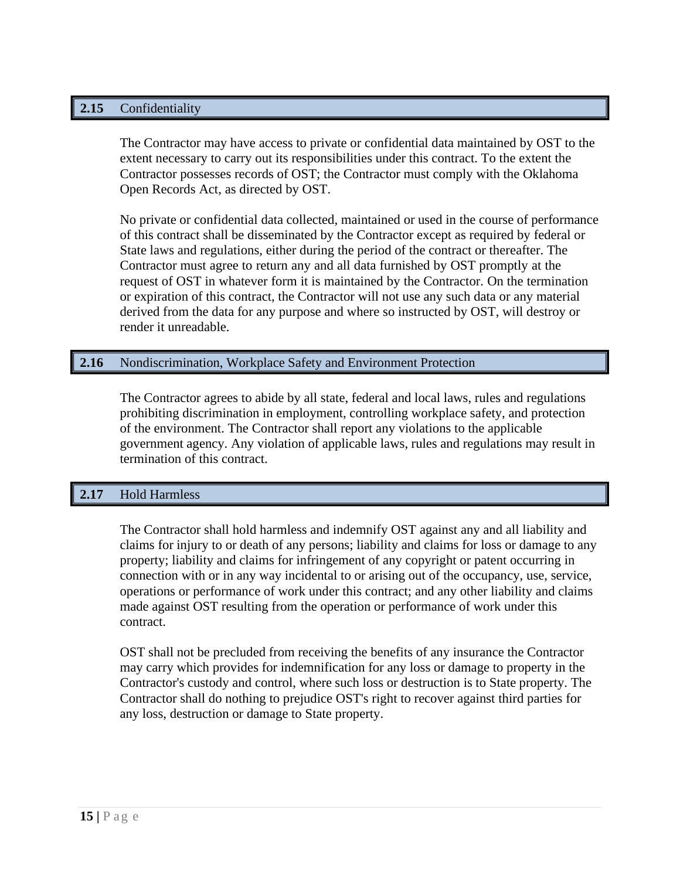## 2.15 Confidentiality

The Contractor may have access to private or confidential data maintained by OST to the extent necessary to carry out its responsibilities under this contract. To the extent the Contractor possesses records of OST; the Contractor must comply with the Oklahoma Open Records Act, as directed by OST.

No private or confidential data collected, maintained or used in the course of performance of this contract shall be disseminated by the Contractor except as required by federal or State laws and regulations, either during the period of the contract or thereafter. The Contractor must agree to return any and all data furnished by OST promptly at the request of OST in whatever form it is maintained by the Contractor. On the termination or expiration of this contract, the Contractor will not use any such data or any material derived from the data for any purpose and where so instructed by OST, will destroy or render it unreadable.

## 2.16 Nondiscrimination, Workplace Safety and Environment Protection

The Contractor agrees to abide by all state, federal and local laws, rules and regulations prohibiting discrimination in employment, controlling workplace safety, and protection of the environment. The Contractor shall report any violations to the applicable government agency. Any violation of applicable laws, rules and regulations may result in termination of this contract.

## 2.17 Hold Harmless

The Contractor shall hold harmless and indemnify OST against any and all liability and claims for injury to or death of any persons; liability and claims for loss or damage to any property; liability and claims for infringement of any copyright or patent occurring in connection with or in any way incidental to or arising out of the occupancy, use, service, operations or performance of work under this contract; and any other liability and claims made against OST resulting from the operation or performance of work under this contract.

OST shall not be precluded from receiving the benefits of any insurance the Contractor may carry which provides for indemnification for any loss or damage to property in the Contractor's custody and control, where such loss or destruction is to State property. The Contractor shall do nothing to prejudice OST's right to recover against third parties for any loss, destruction or damage to State property.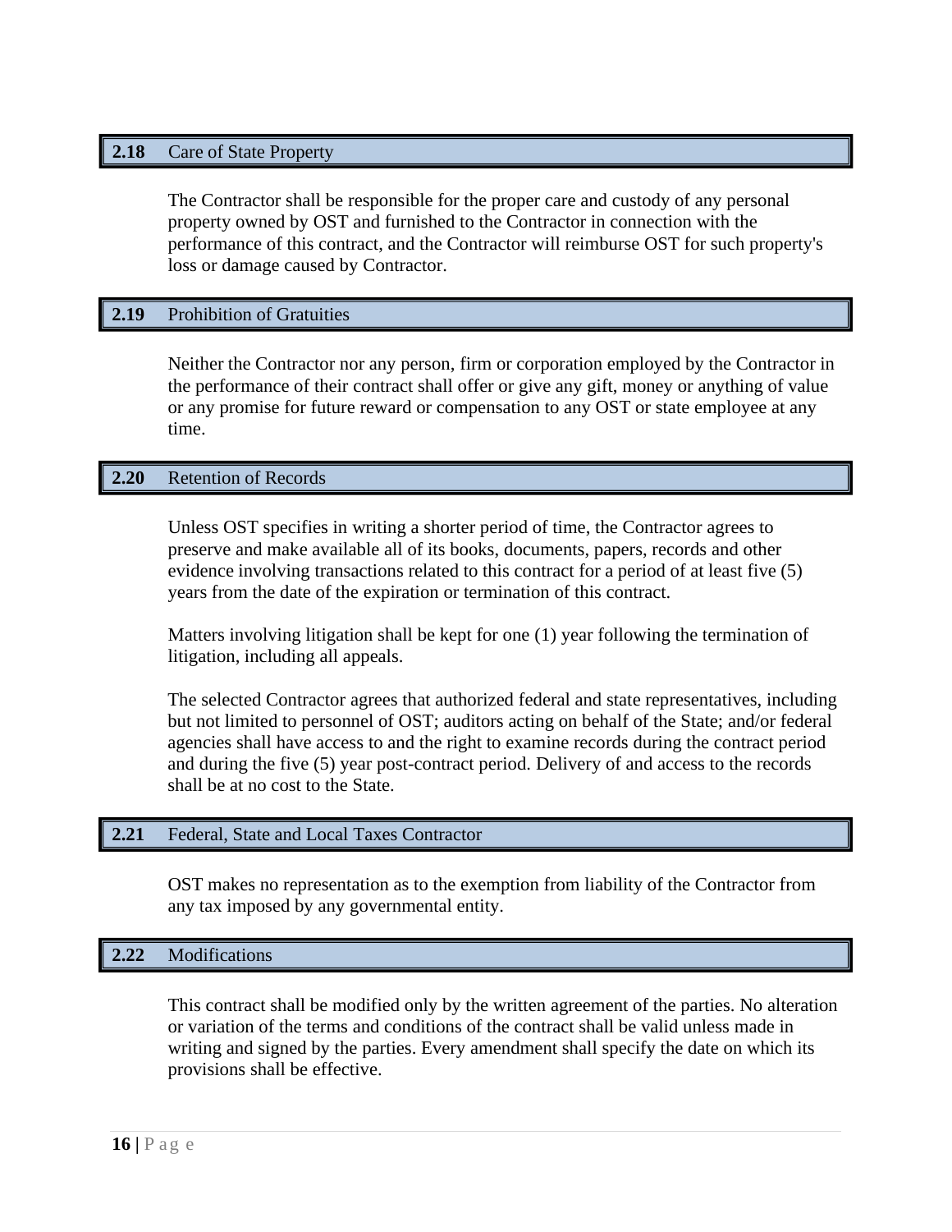## 2.18 Care of State Property

The Contractor shall be responsible for the proper care and custody of any personal property owned by OST and furnished to the Contractor in connection with the performance of this contract, and the Contractor will reimburse OST for such property's loss or damage caused by Contractor.

## 2.19 Prohibition of Gratuities

Neither the Contractor nor any person, firm or corporation employed by the Contractor in the performance of their contract shall offer or give any gift, money or anything of value or any promise for future reward or compensation to any OST or state employee at any time.

## 2.20 Retention of Records

Unless OST specifies in writing a shorter period of time, the Contractor agrees to preserve and make available all of its books, documents, papers, records and other evidence involving transactions related to this contract for a period of at least five (5) years from the date of the expiration or termination of this contract.

Matters involving litigation shall be kept for one (1) year following the termination of litigation, including all appeals.

The selected Contractor agrees that authorized federal and state representatives, including but not limited to personnel of OST; auditors acting on behalf of the State; and/or federal agencies shall have access to and the right to examine records during the contract period and during the five (5) year post-contract period. Delivery of and access to the records shall be at no cost to the State.

## 2.21 Federal, State and Local Taxes Contractor

OST makes no representation as to the exemption from liability of the Contractor from any tax imposed by any governmental entity.

## 2.22 Modifications

This contract shall be modified only by the written agreement of the parties. No alteration or variation of the terms and conditions of the contract shall be valid unless made in writing and signed by the parties. Every amendment shall specify the date on which its provisions shall be effective.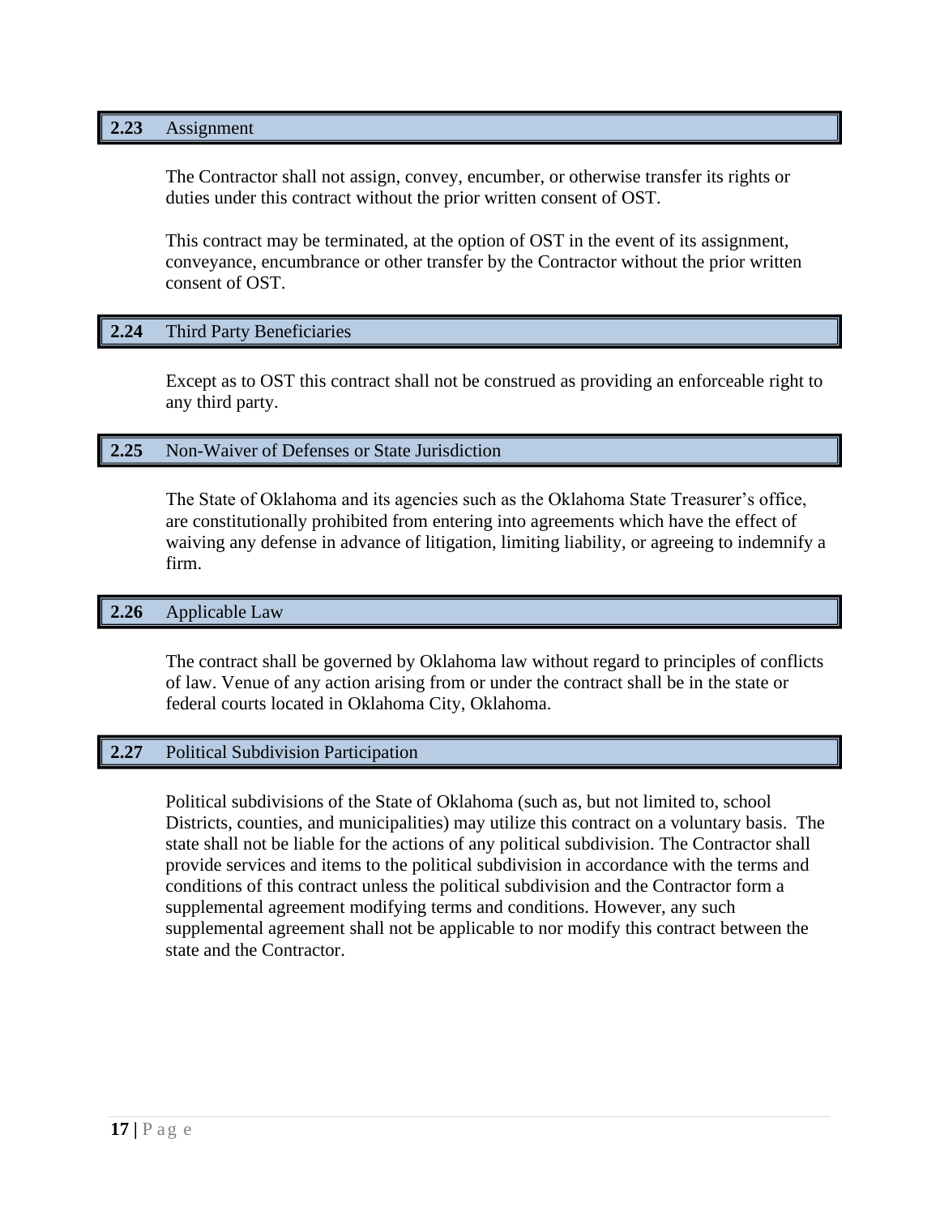### 2.23 Assignment

The Contractor shall not assign, convey, encumber, or otherwise transfer its rights or duties under this contract without the prior written consent of OST.

This contract may be terminated, at the option of OST in the event of its assignment, conveyance, encumbrance or other transfer by the Contractor without the prior written consent of OST.

### 2.24 Third Party Beneficiaries

Except as to OST this contract shall not be construed as providing an enforceable right to any third party.

### 2.25 Non-Waiver of Defenses or State Jurisdiction

The State of Oklahoma and its agencies such as the Oklahoma State Treasurer's office, are constitutionally prohibited from entering into agreements which have the effect of waiving any defense in advance of litigation, limiting liability, or agreeing to indemnify a firm.

### 2.26 Applicable Law

The contract shall be governed by Oklahoma law without regard to principles of conflicts of law. Venue of any action arising from or under the contract shall be in the state or federal courts located in Oklahoma City, Oklahoma.

### 2.27 Political Subdivision Participation

Political subdivisions of the State of Oklahoma (such as, but not limited to, school Districts, counties, and municipalities) may utilize this contract on a voluntary basis. The state shall not be liable for the actions of any political subdivision. The Contractor shall provide services and items to the political subdivision in accordance with the terms and conditions of this contract unless the political subdivision and the Contractor form a supplemental agreement modifying terms and conditions. However, any such supplemental agreement shall not be applicable to nor modify this contract between the state and the Contractor.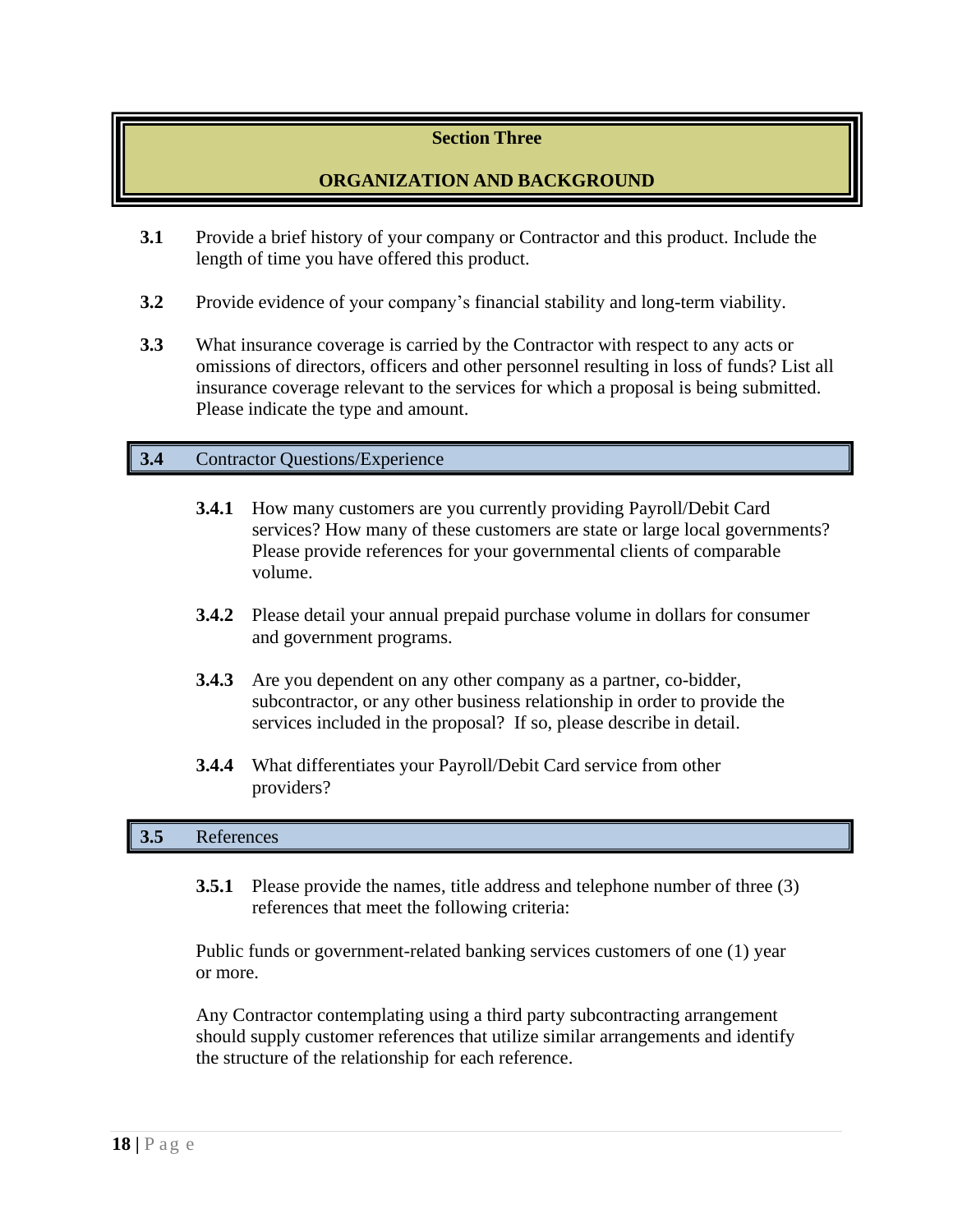# Section Three

## ORGANIZATION AND BACKGROUND

**3.1** Provide a brief history of your company or Contractor and this product. Include the length of time you have offered this product.

**3.2** Provide evidence of your company's financial stability and long-term viability.

**3.3** What insurance coverage is carried by the Contractor with respect to any acts or omissions of directors, officers and other personnel resulting in loss of funds? List all insurance coverage relevant to the services for which a proposal is being submitted. Please indicate the type and amount.

### 3.4 Contractor Questions/Experience

**3.4.1** How many customers are you currently providing Payroll/Debit Card services? How many of these customers are state or large local governments? Please provide references for your governmental clients of comparable volume.

**3.4.2** Please detail your annual prepaid purchase volume in dollars for consumer and government programs.

**3.4.3** Are you dependent on any other company as a partner, co-bidder, subcontractor, or any other business relationship in order to provide the services included in the proposal? If so, please describe in detail.

**3.4.4** What differentiates your Payroll/Debit Card service from other providers?

### 3.5 References

**3.5.1** Please provide the names, title address and telephone number of three (3) references that meet the following criteria:

Public funds or government-related banking services customers of one (1) year or more.

Any Contractor contemplating using a third party subcontracting arrangement should supply customer references that utilize similar arrangements and identify the structure of the relationship for each reference.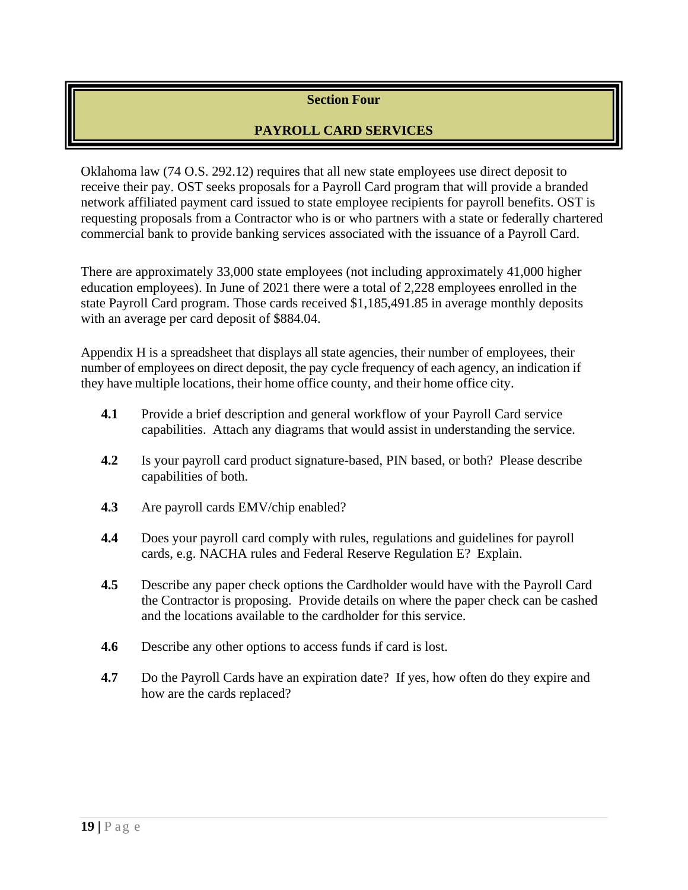## Section Four

## PAYROLL CARD SERVICES

Oklahoma law (74 O.S. 292.12) requires that all new state employees use direct deposit to receive their pay. OST seeks proposals for a Payroll Card program that will provide a branded network affiliated payment card issued to state employee recipients for payroll benefits. OST is requesting proposals from a Contractor who is or who partners with a state or federally chartered commercial bank to provide banking services associated with the issuance of a Payroll Card.

There are approximately 33,000 state employees (not including approximately 41,000 higher education employees). In June of 2021 there were a total of 2,228 employees enrolled in the state Payroll Card program. Those cards received $1,185,491.85 in average monthly deposits with an average per card deposit of $884.04.

Appendix H is a spreadsheet that displays all state agencies, their number of employees, their number of employees on direct deposit, the pay cycle frequency of each agency, an indication if they have multiple locations, their home office county, and their home office city.

**4.1** Provide a brief description and general workflow of your Payroll Card service capabilities. Attach any diagrams that would assist in understanding the service.

**4.2** Is your payroll card product signature-based, PIN based, or both? Please describe capabilities of both.

**4.3** Are payroll cards EMV/chip enabled?

**4.4** Does your payroll card comply with rules, regulations and guidelines for payroll cards, e.g. NACHA rules and Federal Reserve Regulation E? Explain.

**4.5** Describe any paper check options the Cardholder would have with the Payroll Card the Contractor is proposing. Provide details on where the paper check can be cashed and the locations available to the cardholder for this service.

**4.6** Describe any other options to access funds if card is lost.

**4.7** Do the Payroll Cards have an expiration date? If yes, how often do they expire and how are the cards replaced?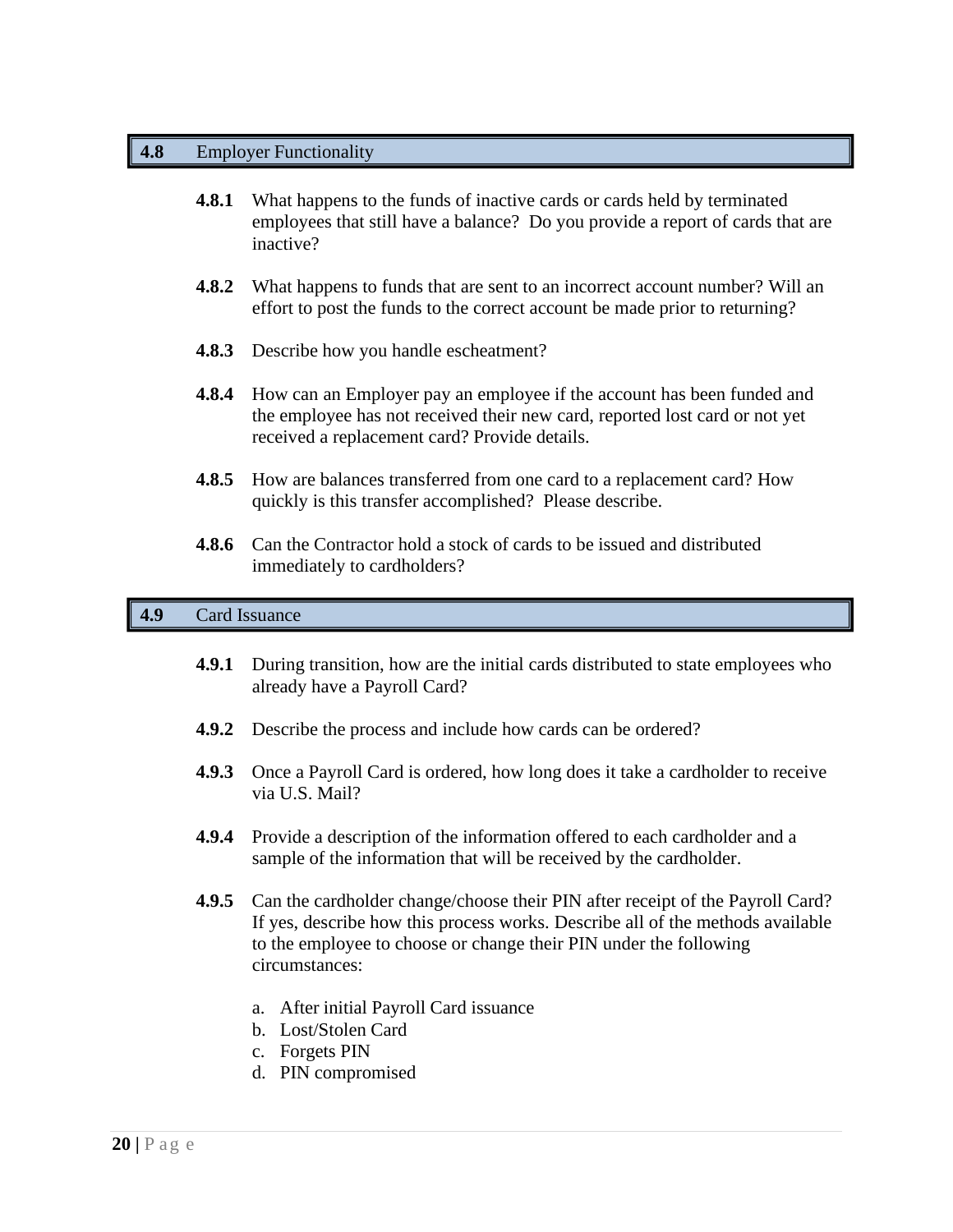## 4.8 Employer Functionality

**4.8.1** What happens to the funds of inactive cards or cards held by terminated employees that still have a balance? Do you provide a report of cards that are inactive?

**4.8.2** What happens to funds that are sent to an incorrect account number? Will an effort to post the funds to the correct account be made prior to returning?

**4.8.3** Describe how you handle escheatment?

**4.8.4** How can an Employer pay an employee if the account has been funded and the employee has not received their new card, reported lost card or not yet received a replacement card? Provide details.

**4.8.5** How are balances transferred from one card to a replacement card? How quickly is this transfer accomplished? Please describe.

**4.8.6** Can the Contractor hold a stock of cards to be issued and distributed immediately to cardholders?

## 4.9 Card Issuance

**4.9.1** During transition, how are the initial cards distributed to state employees who already have a Payroll Card?

**4.9.2** Describe the process and include how cards can be ordered?

**4.9.3** Once a Payroll Card is ordered, how long does it take a cardholder to receive via U.S. Mail?

**4.9.4** Provide a description of the information offered to each cardholder and a sample of the information that will be received by the cardholder.

**4.9.5** Can the cardholder change/choose their PIN after receipt of the Payroll Card? If yes, describe how this process works. Describe all of the methods available to the employee to choose or change their PIN under the following circumstances:

a. After initial Payroll Card issuance
b. Lost/Stolen Card
c. Forgets PIN
d. PIN compromised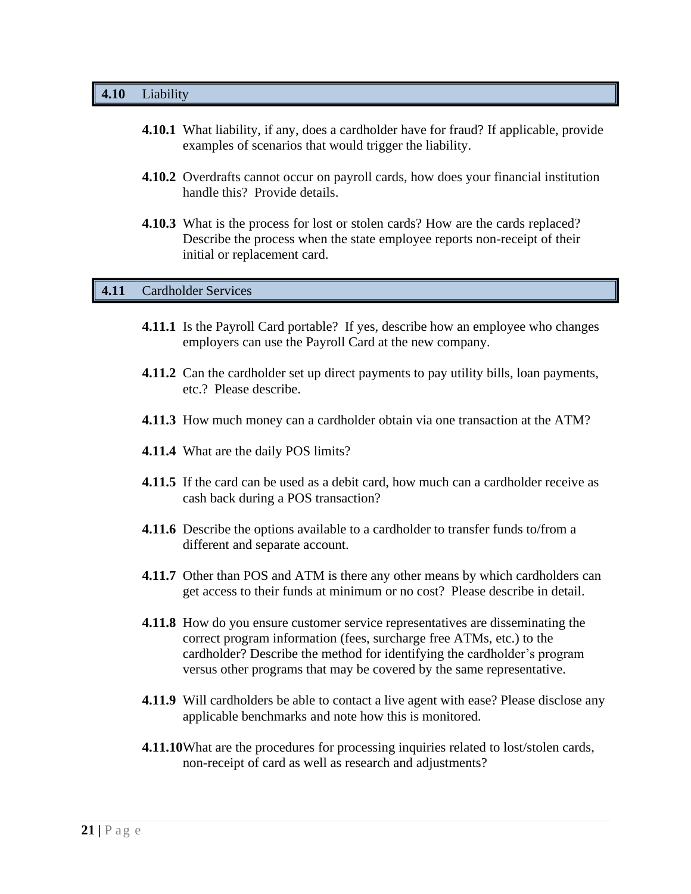## 4.10 Liability

**4.10.1** What liability, if any, does a cardholder have for fraud? If applicable, provide examples of scenarios that would trigger the liability.

**4.10.2** Overdrafts cannot occur on payroll cards, how does your financial institution handle this? Provide details.

**4.10.3** What is the process for lost or stolen cards? How are the cards replaced? Describe the process when the state employee reports non-receipt of their initial or replacement card.

## 4.11 Cardholder Services

**4.11.1** Is the Payroll Card portable? If yes, describe how an employee who changes employers can use the Payroll Card at the new company.

**4.11.2** Can the cardholder set up direct payments to pay utility bills, loan payments, etc.? Please describe.

**4.11.3** How much money can a cardholder obtain via one transaction at the ATM?

**4.11.4** What are the daily POS limits?

**4.11.5** If the card can be used as a debit card, how much can a cardholder receive as cash back during a POS transaction?

**4.11.6** Describe the options available to a cardholder to transfer funds to/from a different and separate account.

**4.11.7** Other than POS and ATM is there any other means by which cardholders can get access to their funds at minimum or no cost? Please describe in detail.

**4.11.8** How do you ensure customer service representatives are disseminating the correct program information (fees, surcharge free ATMs, etc.) to the cardholder? Describe the method for identifying the cardholder's program versus other programs that may be covered by the same representative.

**4.11.9** Will cardholders be able to contact a live agent with ease? Please disclose any applicable benchmarks and note how this is monitored.

**4.11.10** What are the procedures for processing inquiries related to lost/stolen cards, non-receipt of card as well as research and adjustments?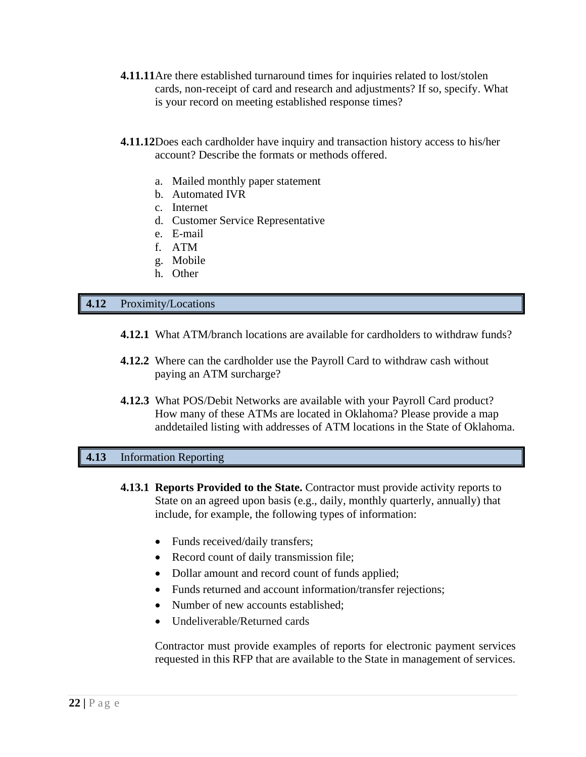**4.11.11** Are there established turnaround times for inquiries related to lost/stolen cards, non-receipt of card and research and adjustments? If so, specify. What is your record on meeting established response times?

**4.11.12** Does each cardholder have inquiry and transaction history access to his/her account? Describe the formats or methods offered.

a. Mailed monthly paper statement
b. Automated IVR
c. Internet
d. Customer Service Representative
e. E-mail
f. ATM
g. Mobile
h. Other

## 4.12 Proximity/Locations

**4.12.1** What ATM/branch locations are available for cardholders to withdraw funds?

**4.12.2** Where can the cardholder use the Payroll Card to withdraw cash without paying an ATM surcharge?

**4.12.3** What POS/Debit Networks are available with your Payroll Card product? How many of these ATMs are located in Oklahoma? Please provide a map anddetailed listing with addresses of ATM locations in the State of Oklahoma.

## 4.13 Information Reporting

**4.13.1 Reports Provided to the State.** Contractor must provide activity reports to State on an agreed upon basis (e.g., daily, monthly quarterly, annually) that include, for example, the following types of information:

- Funds received/daily transfers;
- Record count of daily transmission file;
- Dollar amount and record count of funds applied;
- Funds returned and account information/transfer rejections;
- Number of new accounts established;
- Undeliverable/Returned cards

Contractor must provide examples of reports for electronic payment services requested in this RFP that are available to the State in management of services.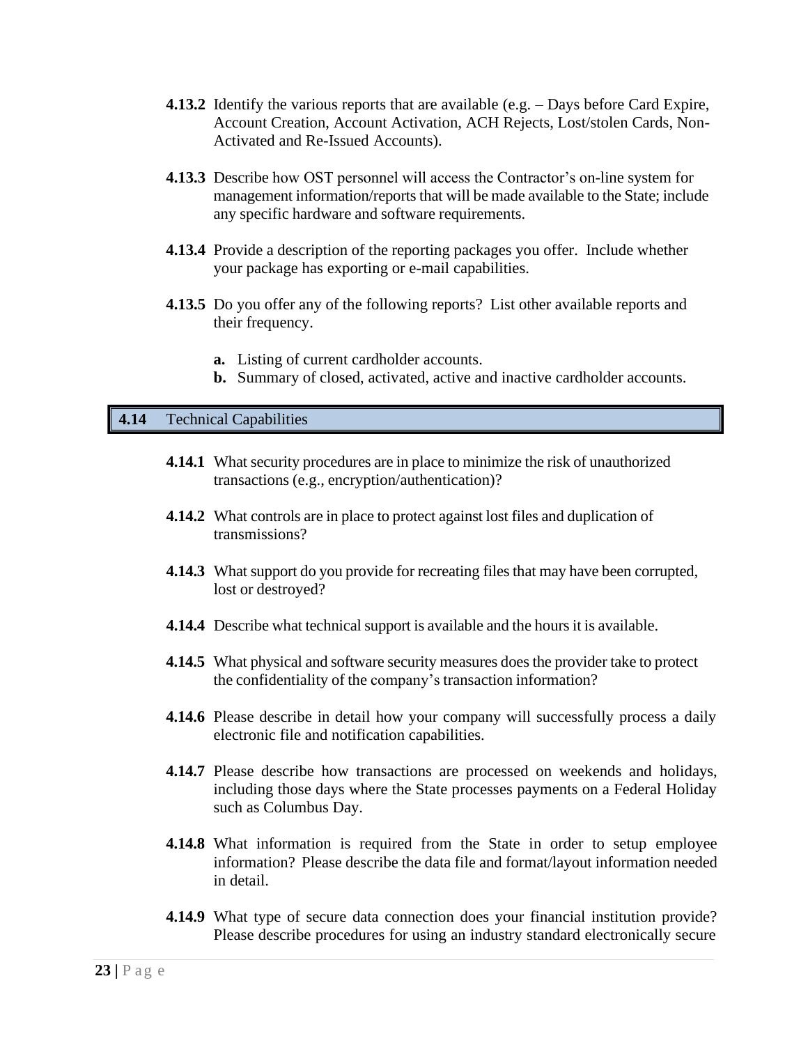**4.13.2** Identify the various reports that are available (e.g. – Days before Card Expire, Account Creation, Account Activation, ACH Rejects, Lost/stolen Cards, Non-Activated and Re-Issued Accounts).

**4.13.3** Describe how OST personnel will access the Contractor's on-line system for management information/reports that will be made available to the State; include any specific hardware and software requirements.

**4.13.4** Provide a description of the reporting packages you offer. Include whether your package has exporting or e-mail capabilities.

**4.13.5** Do you offer any of the following reports? List other available reports and their frequency.

- **a.** Listing of current cardholder accounts.
- **b.** Summary of closed, activated, active and inactive cardholder accounts.

## 4.14 Technical Capabilities

**4.14.1** What security procedures are in place to minimize the risk of unauthorized transactions (e.g., encryption/authentication)?

**4.14.2** What controls are in place to protect against lost files and duplication of transmissions?

**4.14.3** What support do you provide for recreating files that may have been corrupted, lost or destroyed?

**4.14.4** Describe what technical support is available and the hours it is available.

**4.14.5** What physical and software security measures does the provider take to protect the confidentiality of the company's transaction information?

**4.14.6** Please describe in detail how your company will successfully process a daily electronic file and notification capabilities.

**4.14.7** Please describe how transactions are processed on weekends and holidays, including those days where the State processes payments on a Federal Holiday such as Columbus Day.

**4.14.8** What information is required from the State in order to setup employee information? Please describe the data file and format/layout information needed in detail.

**4.14.9** What type of secure data connection does your financial institution provide? Please describe procedures for using an industry standard electronically secure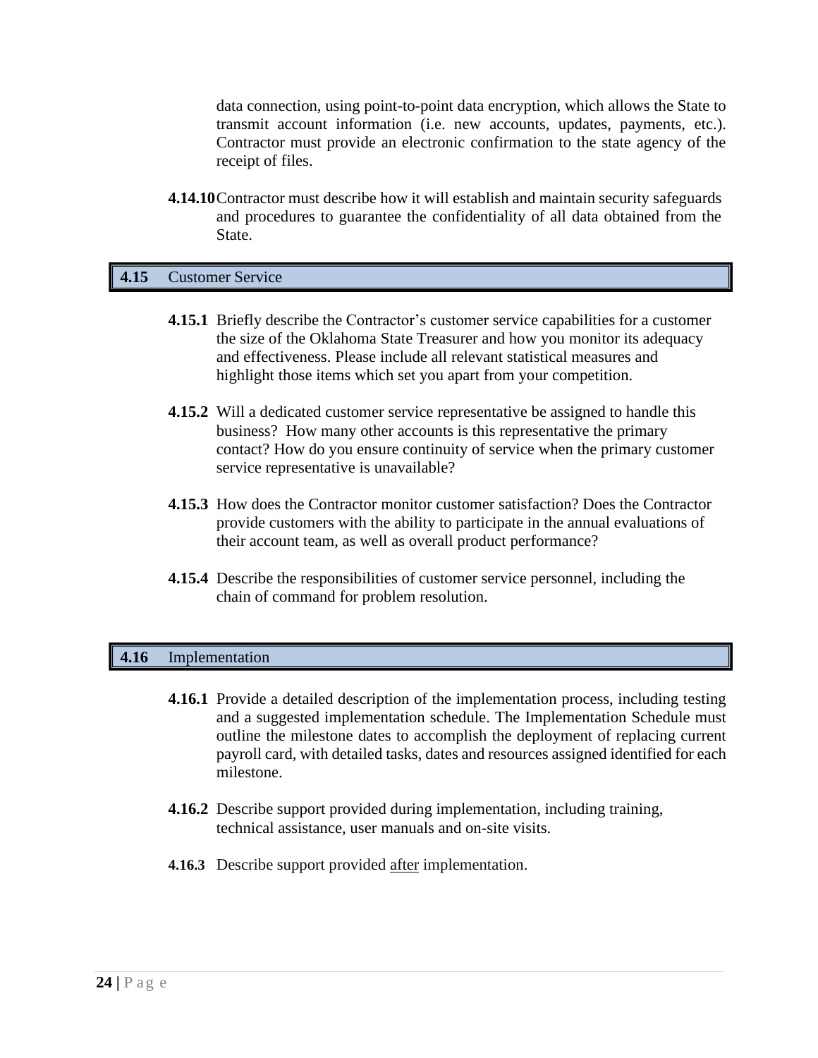data connection, using point-to-point data encryption, which allows the State to transmit account information (i.e. new accounts, updates, payments, etc.). Contractor must provide an electronic confirmation to the state agency of the receipt of files.

**4.14.10** Contractor must describe how it will establish and maintain security safeguards and procedures to guarantee the confidentiality of all data obtained from the State.

## 4.15 Customer Service

**4.15.1** Briefly describe the Contractor's customer service capabilities for a customer the size of the Oklahoma State Treasurer and how you monitor its adequacy and effectiveness. Please include all relevant statistical measures and highlight those items which set you apart from your competition.

**4.15.2** Will a dedicated customer service representative be assigned to handle this business? How many other accounts is this representative the primary contact? How do you ensure continuity of service when the primary customer service representative is unavailable?

**4.15.3** How does the Contractor monitor customer satisfaction? Does the Contractor provide customers with the ability to participate in the annual evaluations of their account team, as well as overall product performance?

**4.15.4** Describe the responsibilities of customer service personnel, including the chain of command for problem resolution.

## 4.16 Implementation

**4.16.1** Provide a detailed description of the implementation process, including testing and a suggested implementation schedule. The Implementation Schedule must outline the milestone dates to accomplish the deployment of replacing current payroll card, with detailed tasks, dates and resources assigned identified for each milestone.

**4.16.2** Describe support provided during implementation, including training, technical assistance, user manuals and on-site visits.

**4.16.3** Describe support provided <u>after</u> implementation.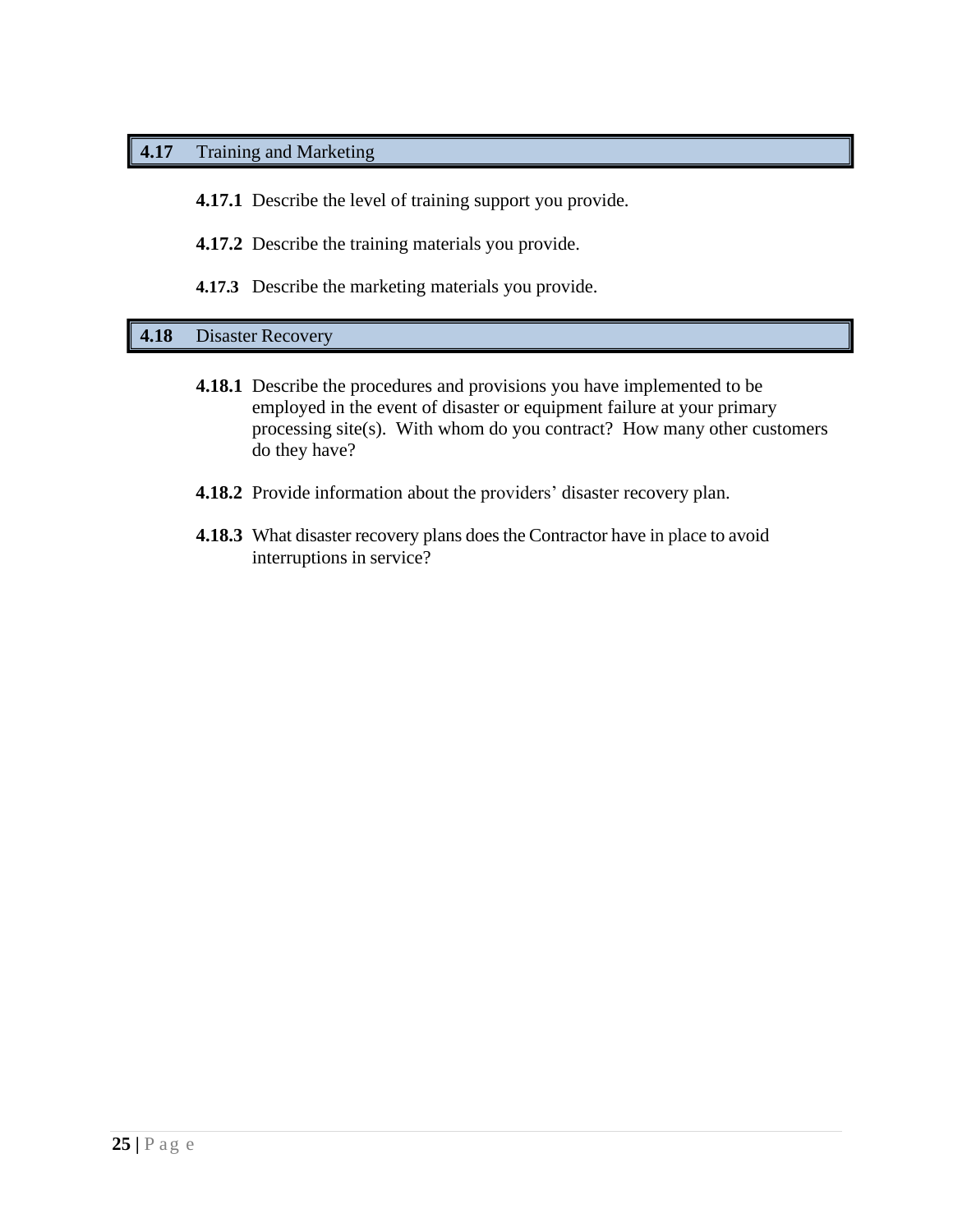## 4.17 Training and Marketing

**4.17.1** Describe the level of training support you provide.

**4.17.2** Describe the training materials you provide.

**4.17.3** Describe the marketing materials you provide.

## 4.18 Disaster Recovery

**4.18.1** Describe the procedures and provisions you have implemented to be employed in the event of disaster or equipment failure at your primary processing site(s). With whom do you contract? How many other customers do they have?

**4.18.2** Provide information about the providers' disaster recovery plan.

**4.18.3** What disaster recovery plans does the Contractor have in place to avoid interruptions in service?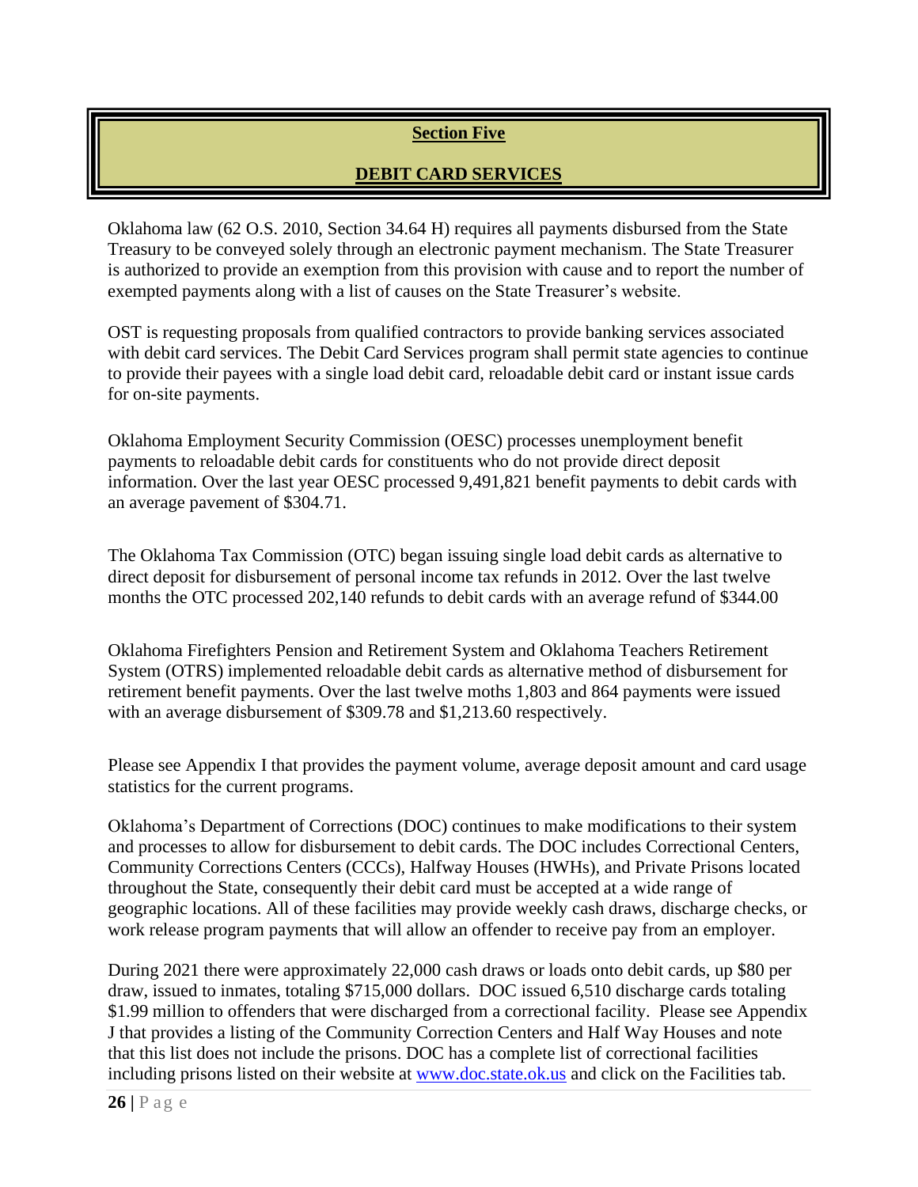## Section Five

## DEBIT CARD SERVICES

Oklahoma law (62 O.S. 2010, Section 34.64 H) requires all payments disbursed from the State Treasury to be conveyed solely through an electronic payment mechanism. The State Treasurer is authorized to provide an exemption from this provision with cause and to report the number of exempted payments along with a list of causes on the State Treasurer's website.

OST is requesting proposals from qualified contractors to provide banking services associated with debit card services. The Debit Card Services program shall permit state agencies to continue to provide their payees with a single load debit card, reloadable debit card or instant issue cards for on-site payments.

Oklahoma Employment Security Commission (OESC) processes unemployment benefit payments to reloadable debit cards for constituents who do not provide direct deposit information. Over the last year OESC processed 9,491,821 benefit payments to debit cards with an average pavement of $304.71.

The Oklahoma Tax Commission (OTC) began issuing single load debit cards as alternative to direct deposit for disbursement of personal income tax refunds in 2012. Over the last twelve months the OTC processed 202,140 refunds to debit cards with an average refund of $344.00

Oklahoma Firefighters Pension and Retirement System and Oklahoma Teachers Retirement System (OTRS) implemented reloadable debit cards as alternative method of disbursement for retirement benefit payments. Over the last twelve moths 1,803 and 864 payments were issued with an average disbursement of $309.78 and $1,213.60 respectively.

Please see Appendix I that provides the payment volume, average deposit amount and card usage statistics for the current programs.

Oklahoma's Department of Corrections (DOC) continues to make modifications to their system and processes to allow for disbursement to debit cards. The DOC includes Correctional Centers, Community Corrections Centers (CCCs), Halfway Houses (HWHs), and Private Prisons located throughout the State, consequently their debit card must be accepted at a wide range of geographic locations. All of these facilities may provide weekly cash draws, discharge checks, or work release program payments that will allow an offender to receive pay from an employer.

During 2021 there were approximately 22,000 cash draws or loads onto debit cards, up $80 per draw, issued to inmates, totaling $715,000 dollars. DOC issued 6,510 discharge cards totaling $1.99 million to offenders that were discharged from a correctional facility. Please see Appendix J that provides a listing of the Community Correction Centers and Half Way Houses and note that this list does not include the prisons. DOC has a complete list of correctional facilities including prisons listed on their website at [www.doc.state.ok.us](http://www.doc.state.ok.us) and click on the Facilities tab.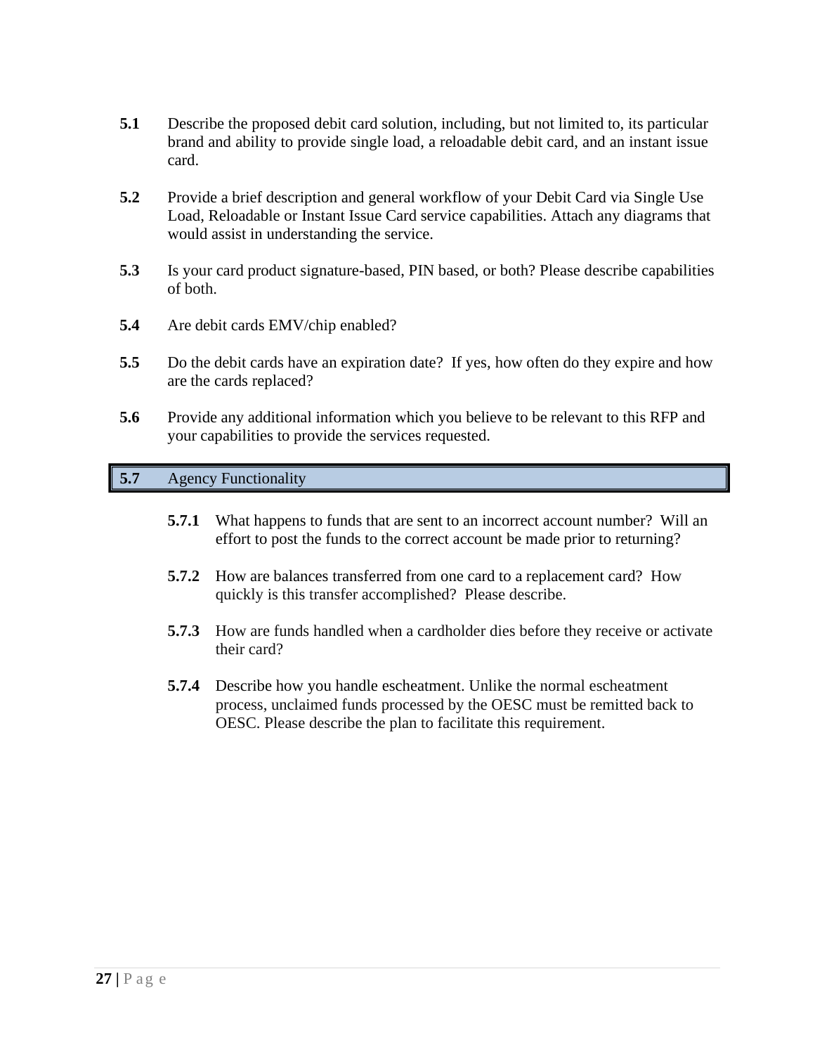**5.1** Describe the proposed debit card solution, including, but not limited to, its particular brand and ability to provide single load, a reloadable debit card, and an instant issue card.

**5.2** Provide a brief description and general workflow of your Debit Card via Single Use Load, Reloadable or Instant Issue Card service capabilities. Attach any diagrams that would assist in understanding the service.

**5.3** Is your card product signature-based, PIN based, or both? Please describe capabilities of both.

**5.4** Are debit cards EMV/chip enabled?

**5.5** Do the debit cards have an expiration date? If yes, how often do they expire and how are the cards replaced?

**5.6** Provide any additional information which you believe to be relevant to this RFP and your capabilities to provide the services requested.

### 5.7 Agency Functionality

**5.7.1** What happens to funds that are sent to an incorrect account number? Will an effort to post the funds to the correct account be made prior to returning?

**5.7.2** How are balances transferred from one card to a replacement card? How quickly is this transfer accomplished? Please describe.

**5.7.3** How are funds handled when a cardholder dies before they receive or activate their card?

**5.7.4** Describe how you handle escheatment. Unlike the normal escheatment process, unclaimed funds processed by the OESC must be remitted back to OESC. Please describe the plan to facilitate this requirement.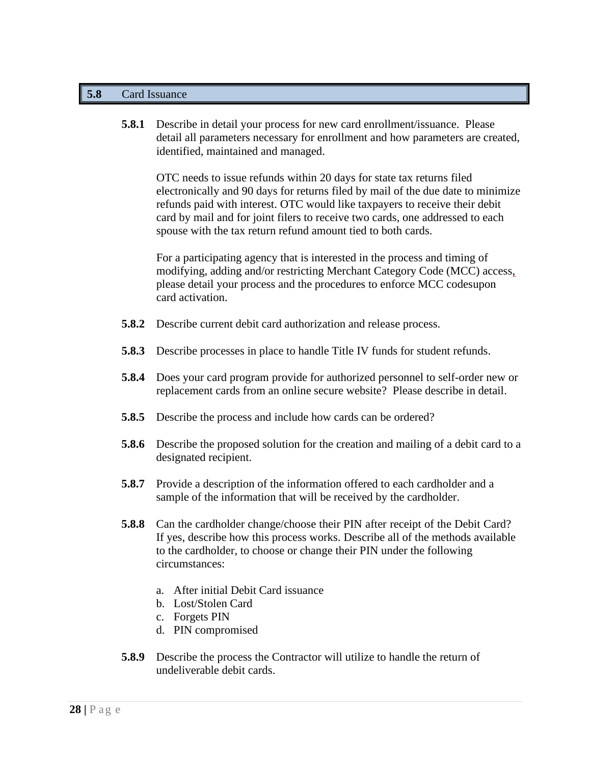## 5.8 Card Issuance

**5.8.1** Describe in detail your process for new card enrollment/issuance. Please detail all parameters necessary for enrollment and how parameters are created, identified, maintained and managed.

OTC needs to issue refunds within 20 days for state tax returns filed electronically and 90 days for returns filed by mail of the due date to minimize refunds paid with interest. OTC would like taxpayers to receive their debit card by mail and for joint filers to receive two cards, one addressed to each spouse with the tax return refund amount tied to both cards.

For a participating agency that is interested in the process and timing of modifying, adding and/or restricting Merchant Category Code (MCC) access, please detail your process and the procedures to enforce MCC codesupon card activation.

**5.8.2** Describe current debit card authorization and release process.

**5.8.3** Describe processes in place to handle Title IV funds for student refunds.

**5.8.4** Does your card program provide for authorized personnel to self-order new or replacement cards from an online secure website? Please describe in detail.

**5.8.5** Describe the process and include how cards can be ordered?

**5.8.6** Describe the proposed solution for the creation and mailing of a debit card to a designated recipient.

**5.8.7** Provide a description of the information offered to each cardholder and a sample of the information that will be received by the cardholder.

**5.8.8** Can the cardholder change/choose their PIN after receipt of the Debit Card? If yes, describe how this process works. Describe all of the methods available to the cardholder, to choose or change their PIN under the following circumstances:

a. After initial Debit Card issuance
b. Lost/Stolen Card
c. Forgets PIN
d. PIN compromised

**5.8.9** Describe the process the Contractor will utilize to handle the return of undeliverable debit cards.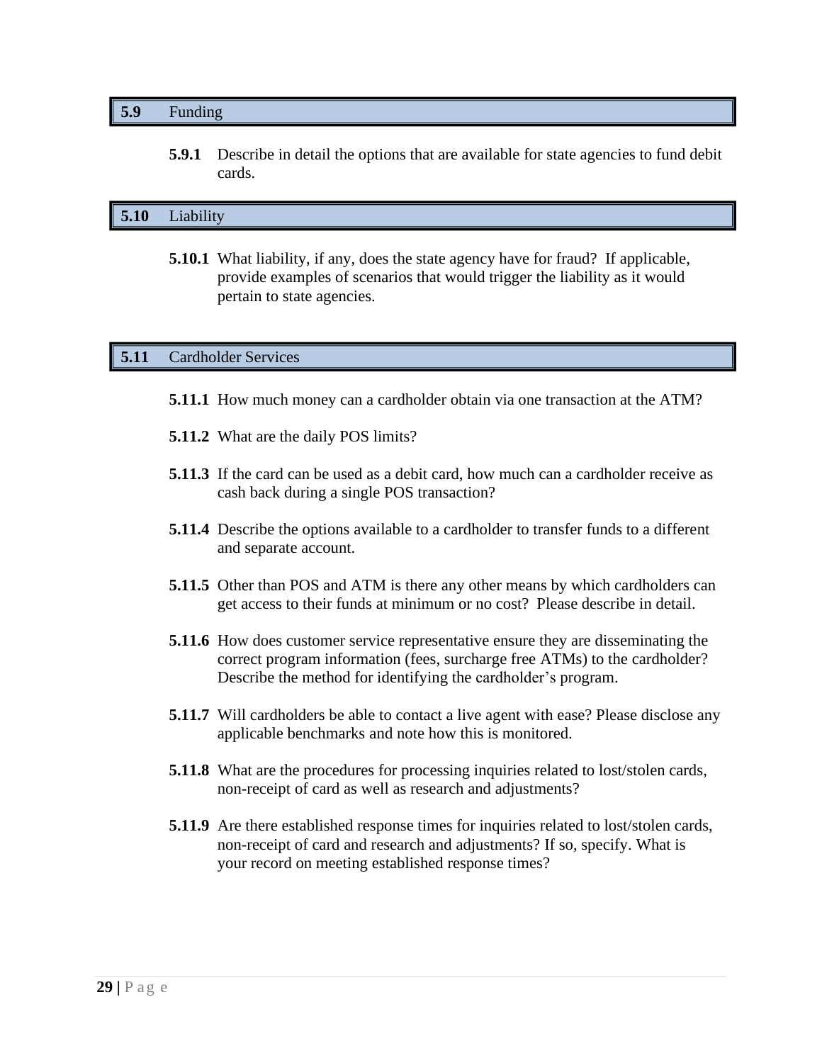## 5.9 Funding

**5.9.1** Describe in detail the options that are available for state agencies to fund debit cards.

## 5.10 Liability

**5.10.1** What liability, if any, does the state agency have for fraud? If applicable, provide examples of scenarios that would trigger the liability as it would pertain to state agencies.

## 5.11 Cardholder Services

**5.11.1** How much money can a cardholder obtain via one transaction at the ATM?

**5.11.2** What are the daily POS limits?

**5.11.3** If the card can be used as a debit card, how much can a cardholder receive as cash back during a single POS transaction?

**5.11.4** Describe the options available to a cardholder to transfer funds to a different and separate account.

**5.11.5** Other than POS and ATM is there any other means by which cardholders can get access to their funds at minimum or no cost? Please describe in detail.

**5.11.6** How does customer service representative ensure they are disseminating the correct program information (fees, surcharge free ATMs) to the cardholder? Describe the method for identifying the cardholder's program.

**5.11.7** Will cardholders be able to contact a live agent with ease? Please disclose any applicable benchmarks and note how this is monitored.

**5.11.8** What are the procedures for processing inquiries related to lost/stolen cards, non-receipt of card as well as research and adjustments?

**5.11.9** Are there established response times for inquiries related to lost/stolen cards, non-receipt of card and research and adjustments? If so, specify. What is your record on meeting established response times?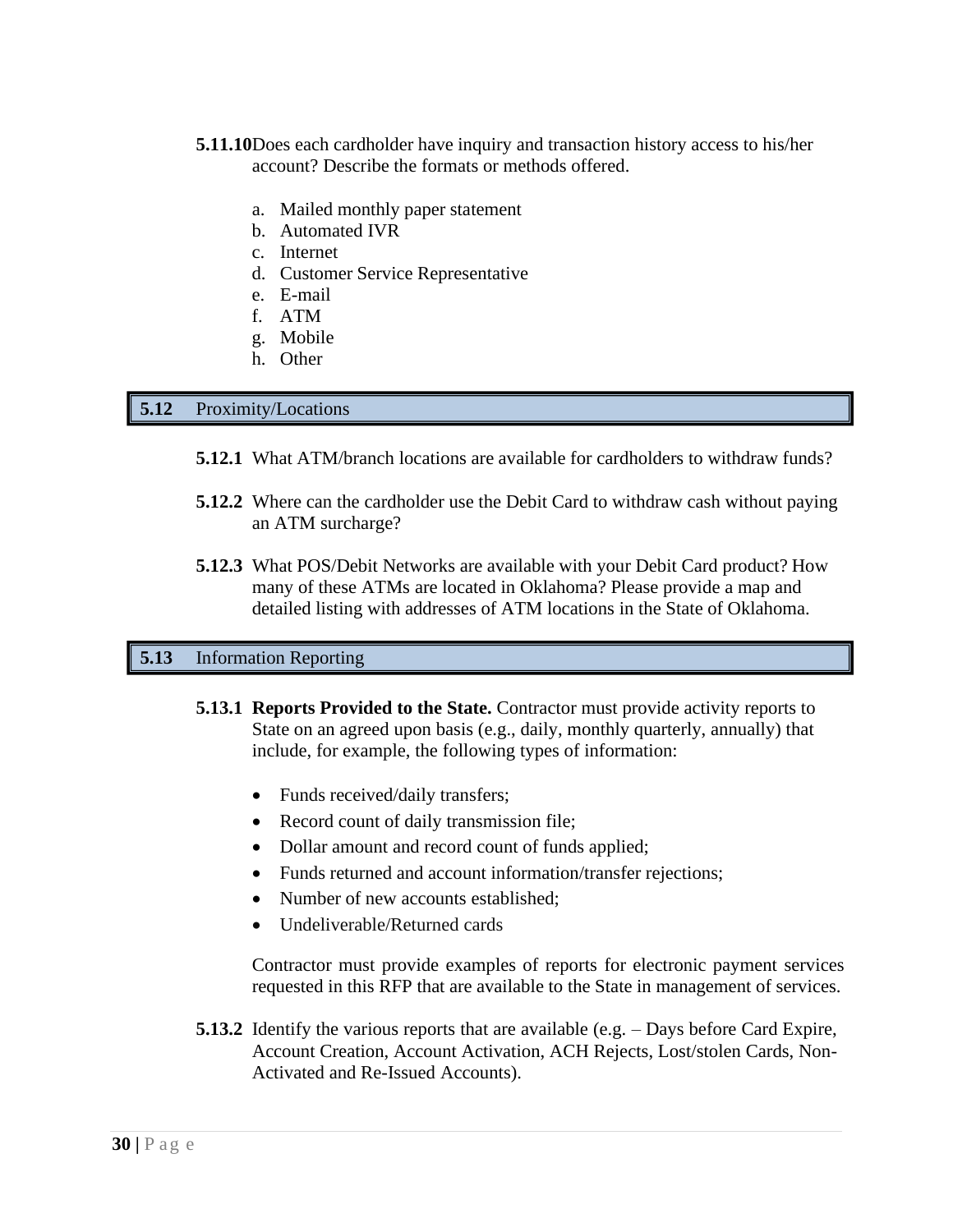**5.11.10** Does each cardholder have inquiry and transaction history access to his/her account? Describe the formats or methods offered.

a. Mailed monthly paper statement
b. Automated IVR
c. Internet
d. Customer Service Representative
e. E-mail
f. ATM
g. Mobile
h. Other

## 5.12 Proximity/Locations

**5.12.1** What ATM/branch locations are available for cardholders to withdraw funds?

**5.12.2** Where can the cardholder use the Debit Card to withdraw cash without paying an ATM surcharge?

**5.12.3** What POS/Debit Networks are available with your Debit Card product? How many of these ATMs are located in Oklahoma? Please provide a map and detailed listing with addresses of ATM locations in the State of Oklahoma.

## 5.13 Information Reporting

**5.13.1 Reports Provided to the State.** Contractor must provide activity reports to State on an agreed upon basis (e.g., daily, monthly quarterly, annually) that include, for example, the following types of information:

- Funds received/daily transfers;
- Record count of daily transmission file;
- Dollar amount and record count of funds applied;
- Funds returned and account information/transfer rejections;
- Number of new accounts established;
- Undeliverable/Returned cards

Contractor must provide examples of reports for electronic payment services requested in this RFP that are available to the State in management of services.

**5.13.2** Identify the various reports that are available (e.g. – Days before Card Expire, Account Creation, Account Activation, ACH Rejects, Lost/stolen Cards, Non-Activated and Re-Issued Accounts).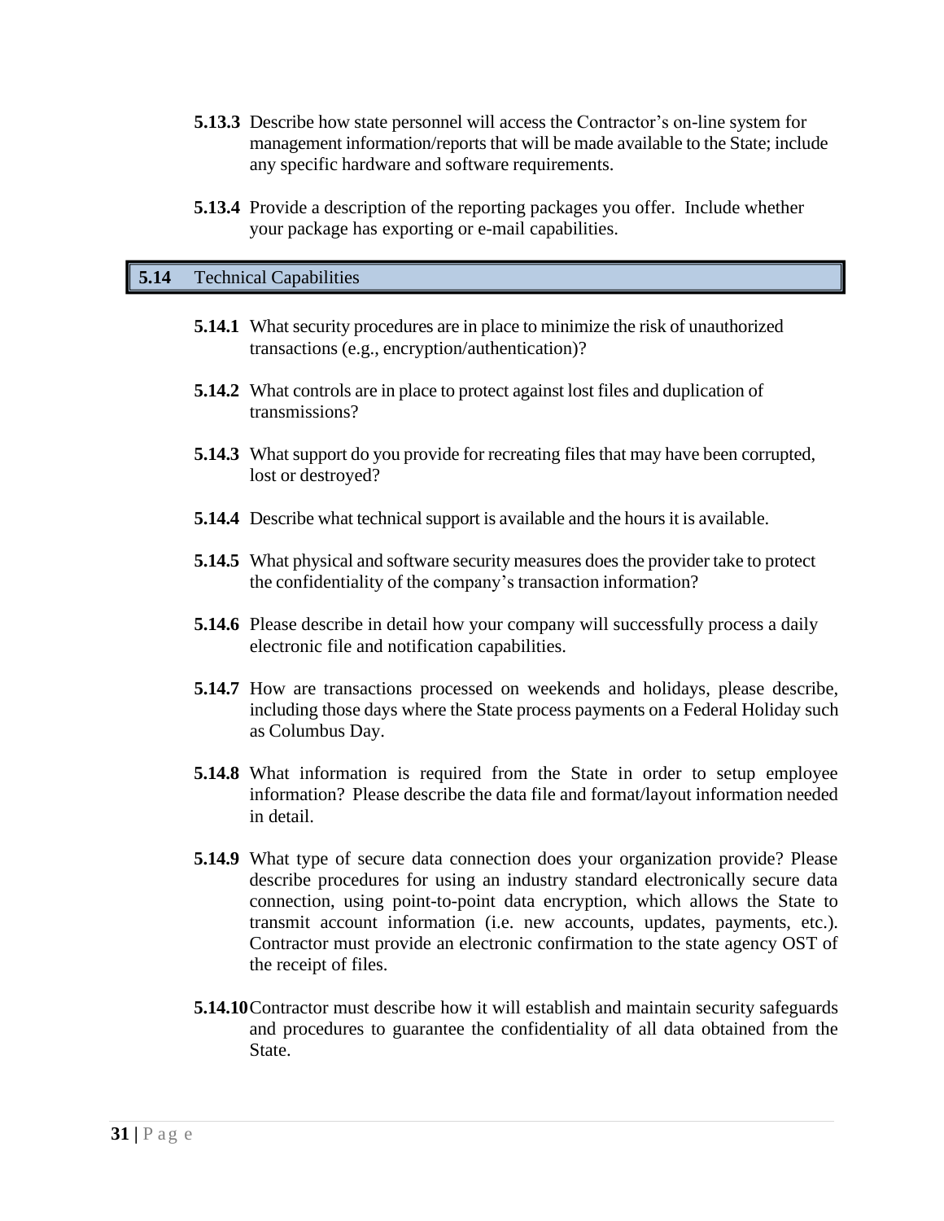**5.13.3** Describe how state personnel will access the Contractor's on-line system for management information/reports that will be made available to the State; include any specific hardware and software requirements.

**5.13.4** Provide a description of the reporting packages you offer. Include whether your package has exporting or e-mail capabilities.

## 5.14 Technical Capabilities

**5.14.1** What security procedures are in place to minimize the risk of unauthorized transactions (e.g., encryption/authentication)?

**5.14.2** What controls are in place to protect against lost files and duplication of transmissions?

**5.14.3** What support do you provide for recreating files that may have been corrupted, lost or destroyed?

**5.14.4** Describe what technical support is available and the hours it is available.

**5.14.5** What physical and software security measures does the provider take to protect the confidentiality of the company's transaction information?

**5.14.6** Please describe in detail how your company will successfully process a daily electronic file and notification capabilities.

**5.14.7** How are transactions processed on weekends and holidays, please describe, including those days where the State process payments on a Federal Holiday such as Columbus Day.

**5.14.8** What information is required from the State in order to setup employee information? Please describe the data file and format/layout information needed in detail.

**5.14.9** What type of secure data connection does your organization provide? Please describe procedures for using an industry standard electronically secure data connection, using point-to-point data encryption, which allows the State to transmit account information (i.e. new accounts, updates, payments, etc.). Contractor must provide an electronic confirmation to the state agency OST of the receipt of files.

**5.14.10** Contractor must describe how it will establish and maintain security safeguards and procedures to guarantee the confidentiality of all data obtained from the State.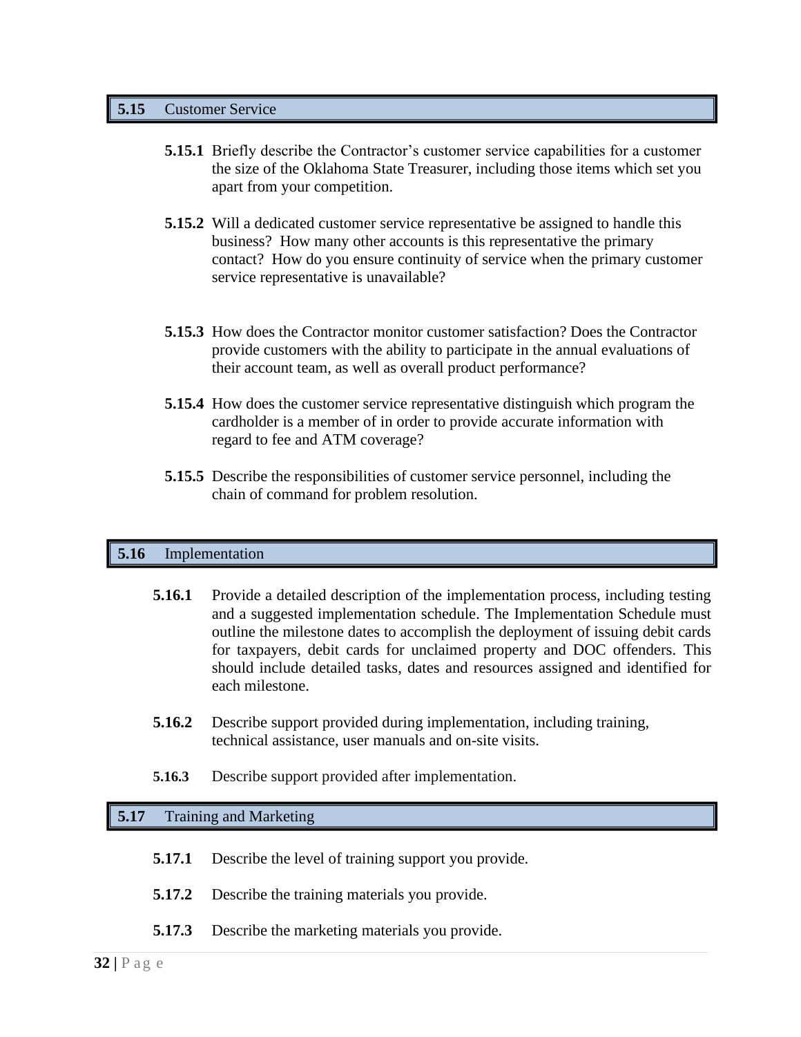## 5.15 Customer Service

**5.15.1** Briefly describe the Contractor's customer service capabilities for a customer the size of the Oklahoma State Treasurer, including those items which set you apart from your competition.

**5.15.2** Will a dedicated customer service representative be assigned to handle this business? How many other accounts is this representative the primary contact? How do you ensure continuity of service when the primary customer service representative is unavailable?

**5.15.3** How does the Contractor monitor customer satisfaction? Does the Contractor provide customers with the ability to participate in the annual evaluations of their account team, as well as overall product performance?

**5.15.4** How does the customer service representative distinguish which program the cardholder is a member of in order to provide accurate information with regard to fee and ATM coverage?

**5.15.5** Describe the responsibilities of customer service personnel, including the chain of command for problem resolution.

## 5.16 Implementation

**5.16.1** Provide a detailed description of the implementation process, including testing and a suggested implementation schedule. The Implementation Schedule must outline the milestone dates to accomplish the deployment of issuing debit cards for taxpayers, debit cards for unclaimed property and DOC offenders. This should include detailed tasks, dates and resources assigned and identified for each milestone.

**5.16.2** Describe support provided during implementation, including training, technical assistance, user manuals and on-site visits.

**5.16.3** Describe support provided after implementation.

## 5.17 Training and Marketing

**5.17.1** Describe the level of training support you provide.

**5.17.2** Describe the training materials you provide.

**5.17.3** Describe the marketing materials you provide.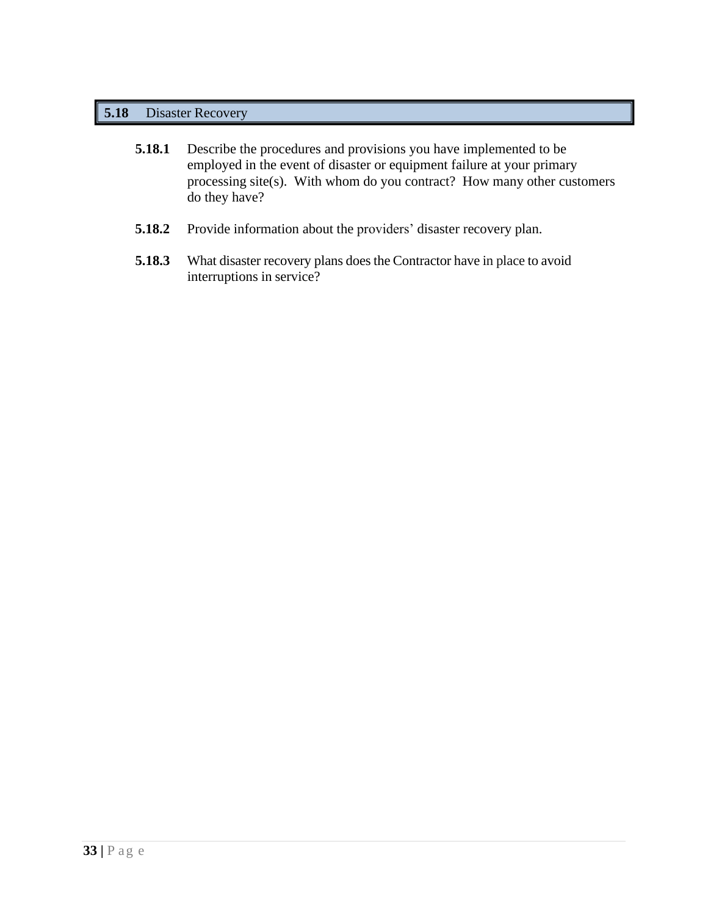## 5.18 Disaster Recovery

**5.18.1** Describe the procedures and provisions you have implemented to be employed in the event of disaster or equipment failure at your primary processing site(s). With whom do you contract? How many other customers do they have?

**5.18.2** Provide information about the providers' disaster recovery plan.

**5.18.3** What disaster recovery plans does the Contractor have in place to avoid interruptions in service?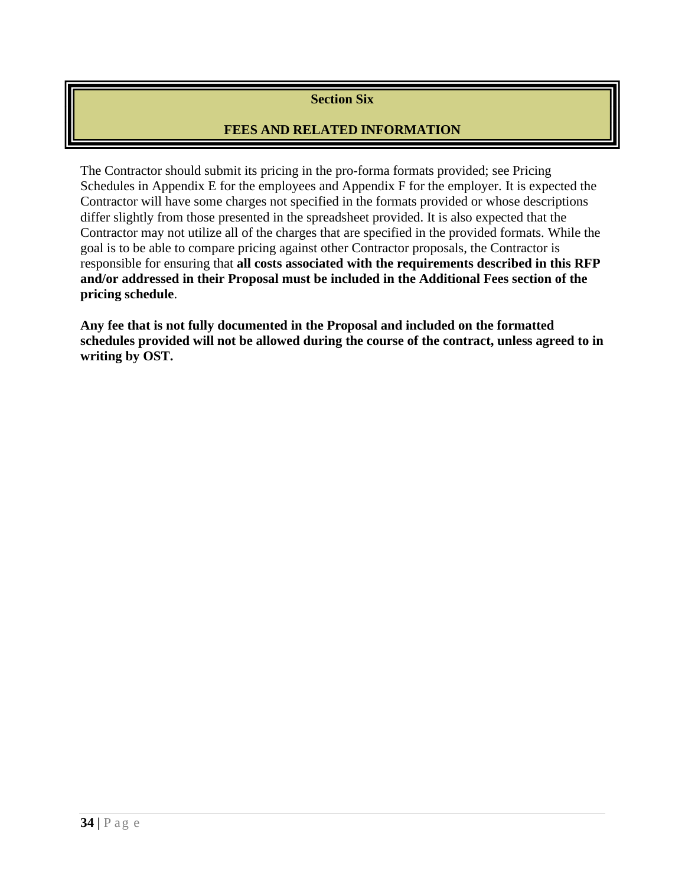# Section Six

## FEES AND RELATED INFORMATION

The Contractor should submit its pricing in the pro-forma formats provided; see Pricing Schedules in Appendix E for the employees and Appendix F for the employer. It is expected the Contractor will have some charges not specified in the formats provided or whose descriptions differ slightly from those presented in the spreadsheet provided. It is also expected that the Contractor may not utilize all of the charges that are specified in the provided formats. While the goal is to be able to compare pricing against other Contractor proposals, the Contractor is responsible for ensuring that **all costs associated with the requirements described in this RFP and/or addressed in their Proposal must be included in the Additional Fees section of the pricing schedule**.

**Any fee that is not fully documented in the Proposal and included on the formatted schedules provided will not be allowed during the course of the contract, unless agreed to in writing by OST.**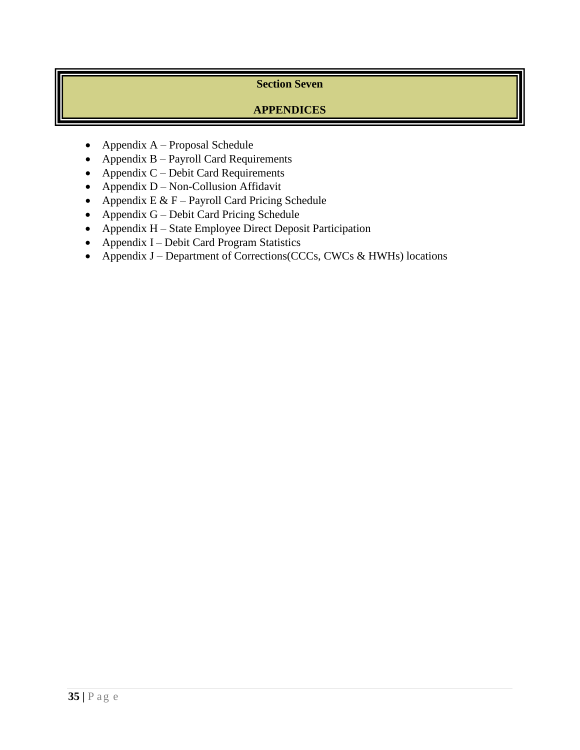# Section Seven

# APPENDICES

- Appendix A – Proposal Schedule
- Appendix B – Payroll Card Requirements
- Appendix C – Debit Card Requirements
- Appendix D – Non-Collusion Affidavit
- Appendix E & F – Payroll Card Pricing Schedule
- Appendix G – Debit Card Pricing Schedule
- Appendix H – State Employee Direct Deposit Participation
- Appendix I – Debit Card Program Statistics
- Appendix J – Department of Corrections(CCCs, CWCs & HWHs) locations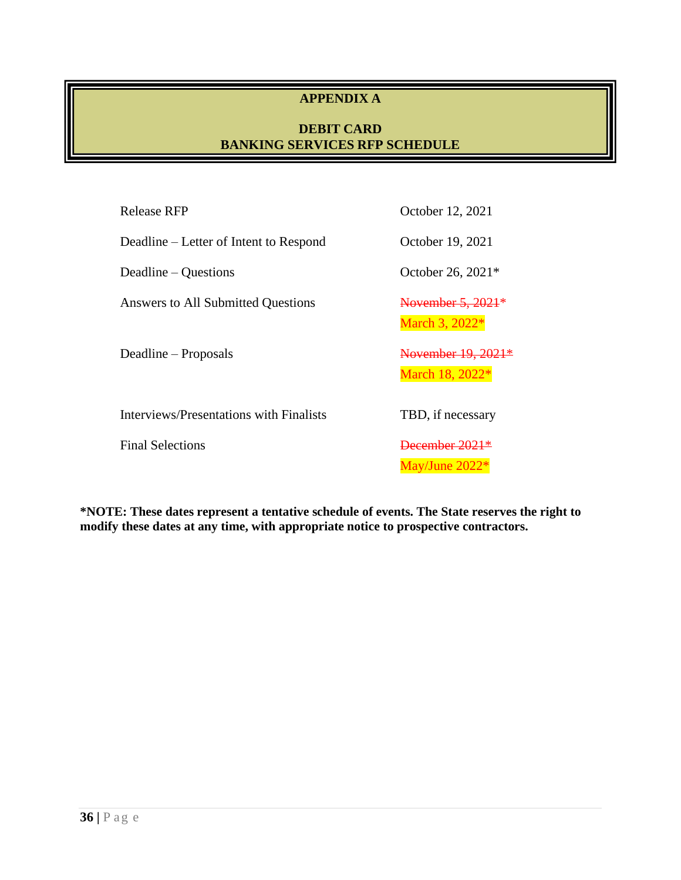# APPENDIX A

## DEBIT CARD
## BANKING SERVICES RFP SCHEDULE

| | |
|---|---|
| Release RFP | October 12, 2021 |
| Deadline – Letter of Intent to Respond | October 19, 2021 |
| Deadline – Questions | October 26, 2021* |
| Answers to All Submitted Questions | ~~November 5, 2021~~* March 3, 2022* |
| Deadline – Proposals | ~~November 19, 2021*~~ March 18, 2022* |
| Interviews/Presentations with Finalists | TBD, if necessary |
| Final Selections | ~~December 2021*~~ May/June 2022* |

**\*NOTE: These dates represent a tentative schedule of events. The State reserves the right to modify these dates at any time, with appropriate notice to prospective contractors.**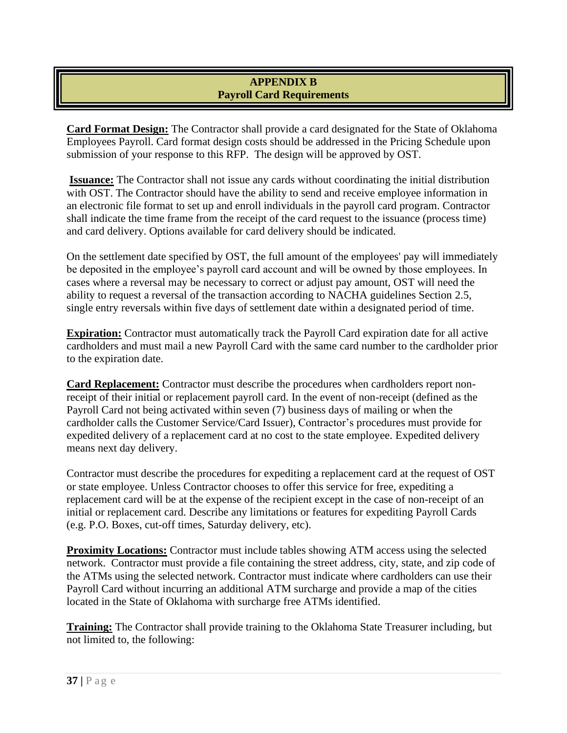# APPENDIX B
## Payroll Card Requirements

**Card Format Design:** The Contractor shall provide a card designated for the State of Oklahoma Employees Payroll. Card format design costs should be addressed in the Pricing Schedule upon submission of your response to this RFP. The design will be approved by OST.

**Issuance:** The Contractor shall not issue any cards without coordinating the initial distribution with OST. The Contractor should have the ability to send and receive employee information in an electronic file format to set up and enroll individuals in the payroll card program. Contractor shall indicate the time frame from the receipt of the card request to the issuance (process time) and card delivery. Options available for card delivery should be indicated.

On the settlement date specified by OST, the full amount of the employees' pay will immediately be deposited in the employee's payroll card account and will be owned by those employees. In cases where a reversal may be necessary to correct or adjust pay amount, OST will need the ability to request a reversal of the transaction according to NACHA guidelines Section 2.5, single entry reversals within five days of settlement date within a designated period of time.

**Expiration:** Contractor must automatically track the Payroll Card expiration date for all active cardholders and must mail a new Payroll Card with the same card number to the cardholder prior to the expiration date.

**Card Replacement:** Contractor must describe the procedures when cardholders report non-receipt of their initial or replacement payroll card. In the event of non-receipt (defined as the Payroll Card not being activated within seven (7) business days of mailing or when the cardholder calls the Customer Service/Card Issuer), Contractor's procedures must provide for expedited delivery of a replacement card at no cost to the state employee. Expedited delivery means next day delivery.

Contractor must describe the procedures for expediting a replacement card at the request of OST or state employee. Unless Contractor chooses to offer this service for free, expediting a replacement card will be at the expense of the recipient except in the case of non-receipt of an initial or replacement card. Describe any limitations or features for expediting Payroll Cards (e.g. P.O. Boxes, cut-off times, Saturday delivery, etc).

**Proximity Locations:** Contractor must include tables showing ATM access using the selected network. Contractor must provide a file containing the street address, city, state, and zip code of the ATMs using the selected network. Contractor must indicate where cardholders can use their Payroll Card without incurring an additional ATM surcharge and provide a map of the cities located in the State of Oklahoma with surcharge free ATMs identified.

**Training:** The Contractor shall provide training to the Oklahoma State Treasurer including, but not limited to, the following: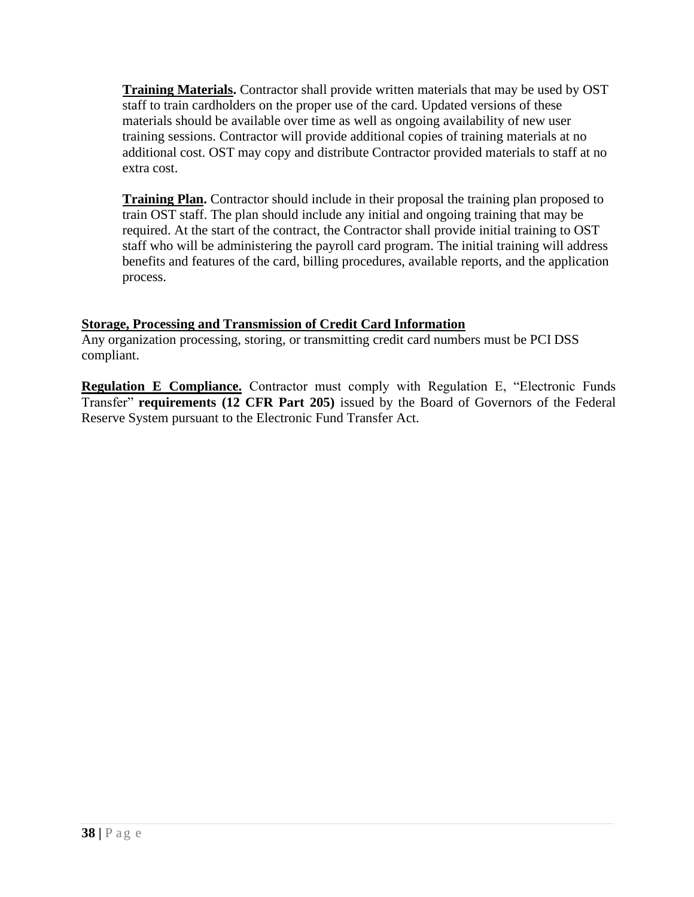**Training Materials.** Contractor shall provide written materials that may be used by OST staff to train cardholders on the proper use of the card. Updated versions of these materials should be available over time as well as ongoing availability of new user training sessions. Contractor will provide additional copies of training materials at no additional cost. OST may copy and distribute Contractor provided materials to staff at no extra cost.

**Training Plan.** Contractor should include in their proposal the training plan proposed to train OST staff. The plan should include any initial and ongoing training that may be required. At the start of the contract, the Contractor shall provide initial training to OST staff who will be administering the payroll card program. The initial training will address benefits and features of the card, billing procedures, available reports, and the application process.

**Storage, Processing and Transmission of Credit Card Information**

Any organization processing, storing, or transmitting credit card numbers must be PCI DSS compliant.

**Regulation E Compliance.** Contractor must comply with Regulation E, "Electronic Funds Transfer" **requirements (12 CFR Part 205)** issued by the Board of Governors of the Federal Reserve System pursuant to the Electronic Fund Transfer Act.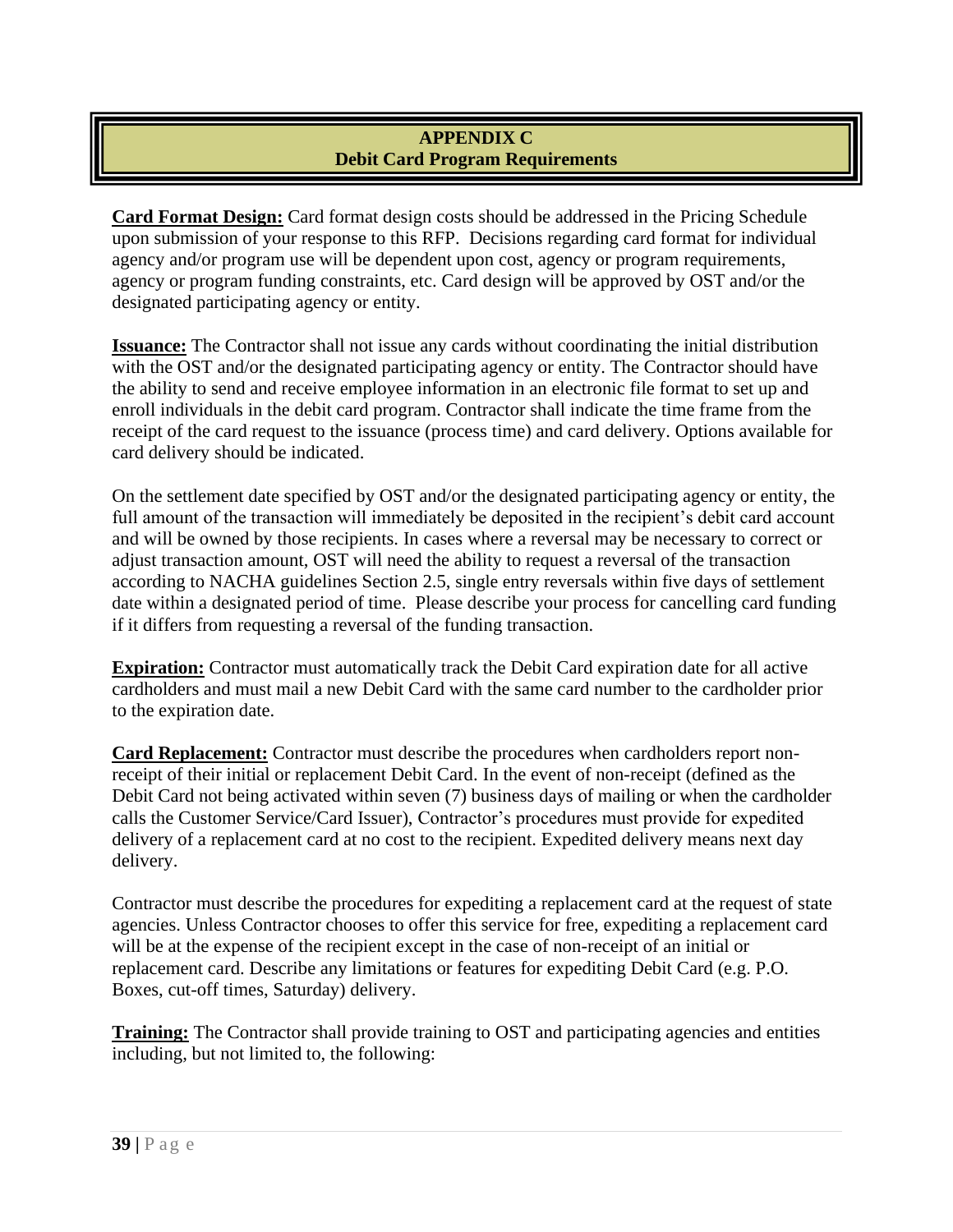## APPENDIX C
## Debit Card Program Requirements

**Card Format Design:** Card format design costs should be addressed in the Pricing Schedule upon submission of your response to this RFP. Decisions regarding card format for individual agency and/or program use will be dependent upon cost, agency or program requirements, agency or program funding constraints, etc. Card design will be approved by OST and/or the designated participating agency or entity.

**Issuance:** The Contractor shall not issue any cards without coordinating the initial distribution with the OST and/or the designated participating agency or entity. The Contractor should have the ability to send and receive employee information in an electronic file format to set up and enroll individuals in the debit card program. Contractor shall indicate the time frame from the receipt of the card request to the issuance (process time) and card delivery. Options available for card delivery should be indicated.

On the settlement date specified by OST and/or the designated participating agency or entity, the full amount of the transaction will immediately be deposited in the recipient's debit card account and will be owned by those recipients. In cases where a reversal may be necessary to correct or adjust transaction amount, OST will need the ability to request a reversal of the transaction according to NACHA guidelines Section 2.5, single entry reversals within five days of settlement date within a designated period of time. Please describe your process for cancelling card funding if it differs from requesting a reversal of the funding transaction.

**Expiration:** Contractor must automatically track the Debit Card expiration date for all active cardholders and must mail a new Debit Card with the same card number to the cardholder prior to the expiration date.

**Card Replacement:** Contractor must describe the procedures when cardholders report non-receipt of their initial or replacement Debit Card. In the event of non-receipt (defined as the Debit Card not being activated within seven (7) business days of mailing or when the cardholder calls the Customer Service/Card Issuer), Contractor's procedures must provide for expedited delivery of a replacement card at no cost to the recipient. Expedited delivery means next day delivery.

Contractor must describe the procedures for expediting a replacement card at the request of state agencies. Unless Contractor chooses to offer this service for free, expediting a replacement card will be at the expense of the recipient except in the case of non-receipt of an initial or replacement card. Describe any limitations or features for expediting Debit Card (e.g. P.O. Boxes, cut-off times, Saturday) delivery.

**Training:** The Contractor shall provide training to OST and participating agencies and entities including, but not limited to, the following: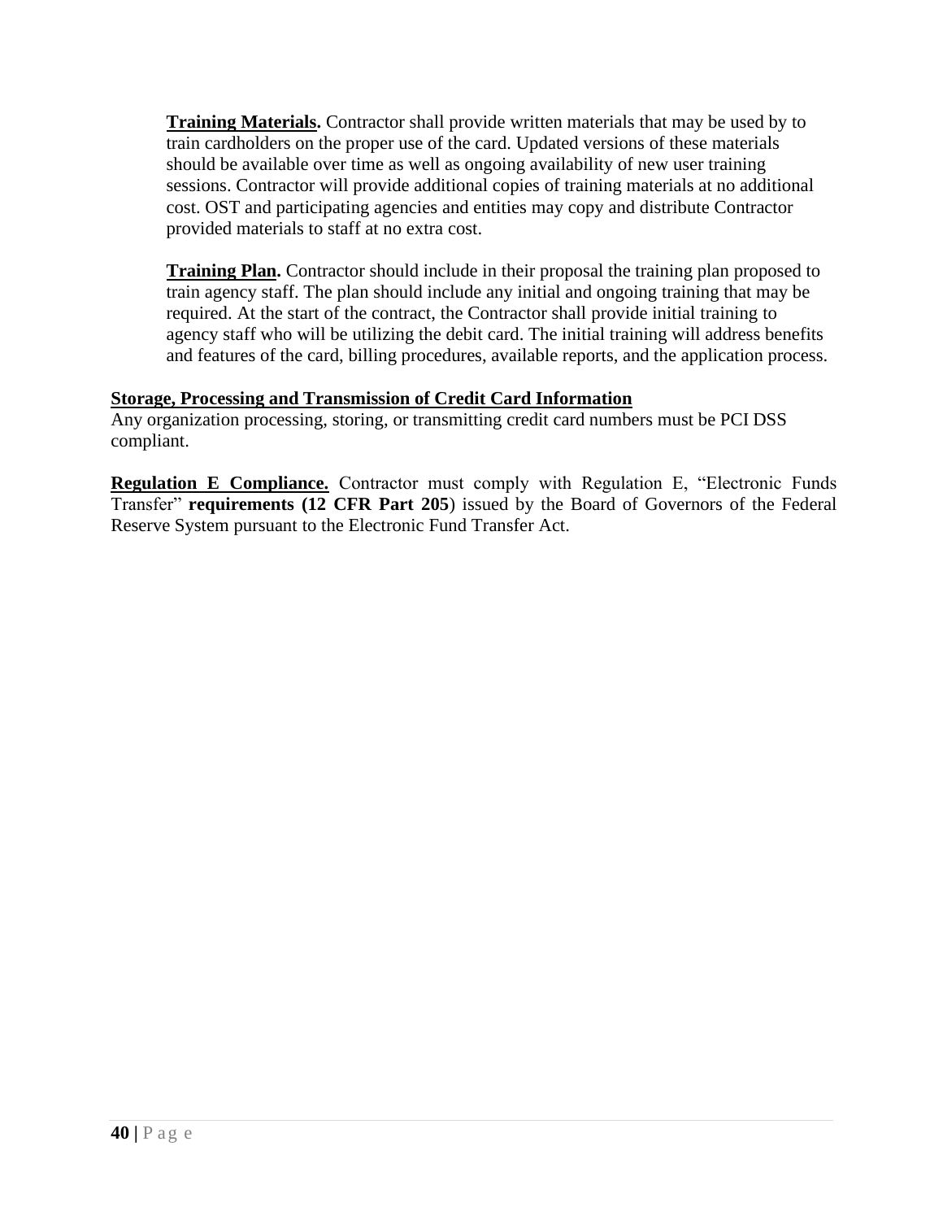**Training Materials.** Contractor shall provide written materials that may be used by to train cardholders on the proper use of the card. Updated versions of these materials should be available over time as well as ongoing availability of new user training sessions. Contractor will provide additional copies of training materials at no additional cost. OST and participating agencies and entities may copy and distribute Contractor provided materials to staff at no extra cost.

**Training Plan.** Contractor should include in their proposal the training plan proposed to train agency staff. The plan should include any initial and ongoing training that may be required. At the start of the contract, the Contractor shall provide initial training to agency staff who will be utilizing the debit card. The initial training will address benefits and features of the card, billing procedures, available reports, and the application process.

**Storage, Processing and Transmission of Credit Card Information**

Any organization processing, storing, or transmitting credit card numbers must be PCI DSS compliant.

**Regulation E Compliance.** Contractor must comply with Regulation E, "Electronic Funds Transfer" **requirements (12 CFR Part 205**) issued by the Board of Governors of the Federal Reserve System pursuant to the Electronic Fund Transfer Act.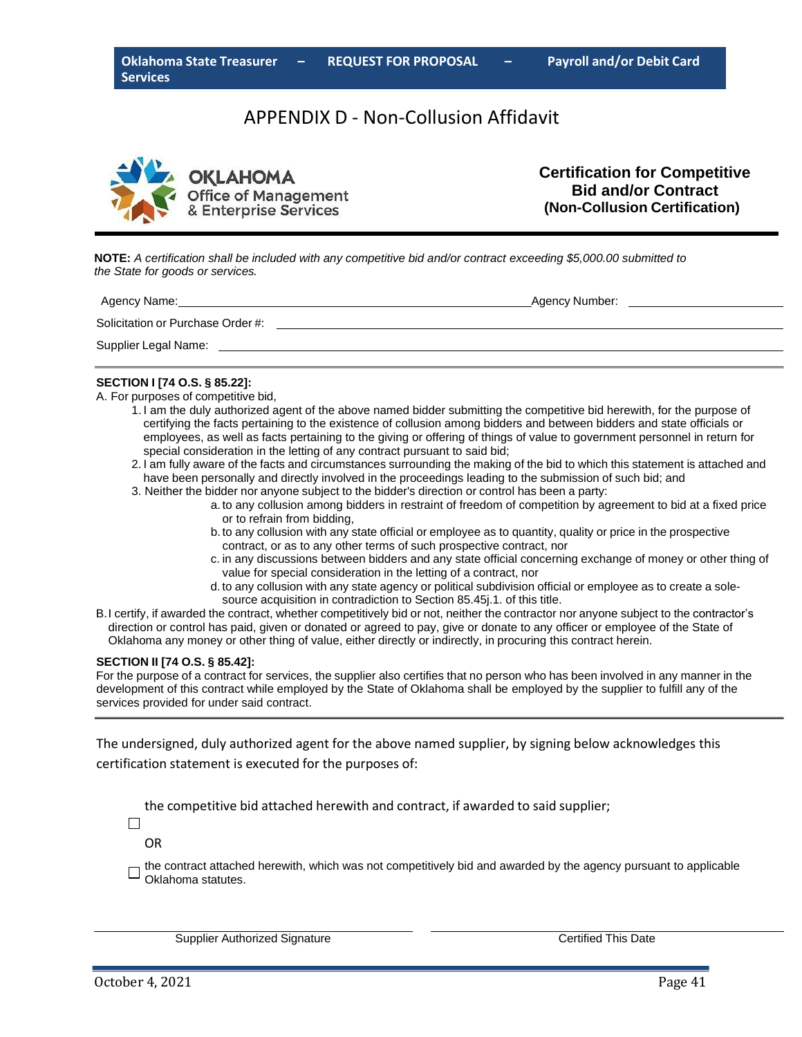# APPENDIX D - Non-Collusion Affidavit

OKLAHOMA
Office of Management
& Enterprise Services

**Certification for Competitive Bid and/or Contract (Non-Collusion Certification)**

---

**NOTE:** *A certification shall be included with any competitive bid and/or contract exceeding $5,000.00 submitted to the State for goods or services.*

Agency Name: \_\_\_\_\_\_\_\_\_\_\_\_\_\_\_\_\_\_\_\_\_\_\_\_\_\_\_\_ Agency Number: \_\_\_\_\_\_\_\_\_\_\_\_\_\_

Solicitation or Purchase Order #: \_\_\_\_\_\_\_\_\_\_\_\_\_\_\_\_\_\_\_\_\_\_\_\_\_\_\_\_

Supplier Legal Name: \_\_\_\_\_\_\_\_\_\_\_\_\_\_\_\_\_\_\_\_\_\_\_\_\_\_\_\_

---

**SECTION I [74 O.S. § 85.22]:**

A. For purposes of competitive bid,

1. I am the duly authorized agent of the above named bidder submitting the competitive bid herewith, for the purpose of certifying the facts pertaining to the existence of collusion among bidders and between bidders and state officials or employees, as well as facts pertaining to the giving or offering of things of value to government personnel in return for special consideration in the letting of any contract pursuant to said bid;
2. I am fully aware of the facts and circumstances surrounding the making of the bid to which this statement is attached and have been personally and directly involved in the proceedings leading to the submission of such bid; and
3. Neither the bidder nor anyone subject to the bidder's direction or control has been a party:
   a. to any collusion among bidders in restraint of freedom of competition by agreement to bid at a fixed price or to refrain from bidding,
   b. to any collusion with any state official or employee as to quantity, quality or price in the prospective contract, or as to any other terms of such prospective contract, nor
   c. in any discussions between bidders and any state official concerning exchange of money or other thing of value for special consideration in the letting of a contract, nor
   d. to any collusion with any state agency or political subdivision official or employee as to create a sole-source acquisition in contradiction to Section 85.45j.1. of this title.

B. I certify, if awarded the contract, whether competitively bid or not, neither the contractor nor anyone subject to the contractor's direction or control has paid, given or donated or agreed to pay, give or donate to any officer or employee of the State of Oklahoma any money or other thing of value, either directly or indirectly, in procuring this contract herein.

**SECTION II [74 O.S. § 85.42]:**

For the purpose of a contract for services, the supplier also certifies that no person who has been involved in any manner in the development of this contract while employed by the State of Oklahoma shall be employed by the supplier to fulfill any of the services provided for under said contract.

---

The undersigned, duly authorized agent for the above named supplier, by signing below acknowledges this certification statement is executed for the purposes of:

☐ the competitive bid attached herewith and contract, if awarded to said supplier;

OR

☐ the contract attached herewith, which was not competitively bid and awarded by the agency pursuant to applicable Oklahoma statutes.

\_\_\_\_\_\_\_\_\_\_\_\_\_\_\_\_\_\_\_\_\_\_\_\_\_\_\_\_ \_\_\_\_\_\_\_\_\_\_\_\_\_\_\_\_\_\_\_\_\_\_\_\_\_\_\_\_
Supplier Authorized Signature Certified This Date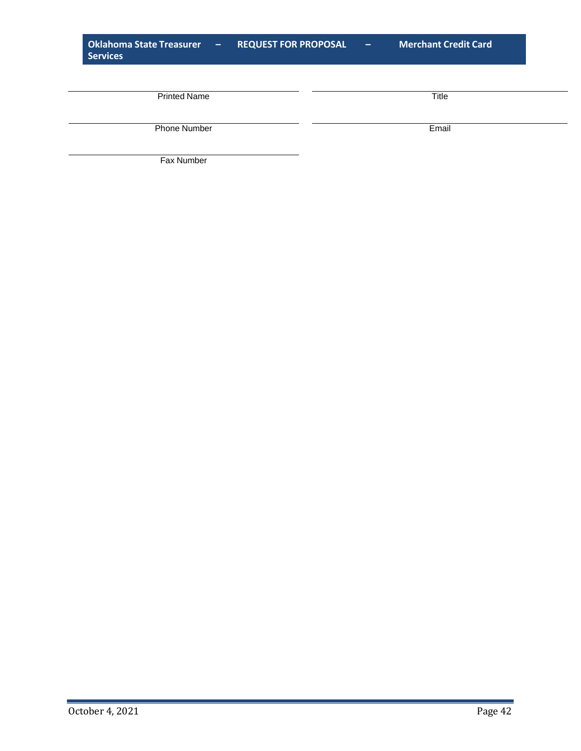| | |
| --- | --- |
| Printed Name | Title |
| Phone Number | Email |
| Fax Number | |